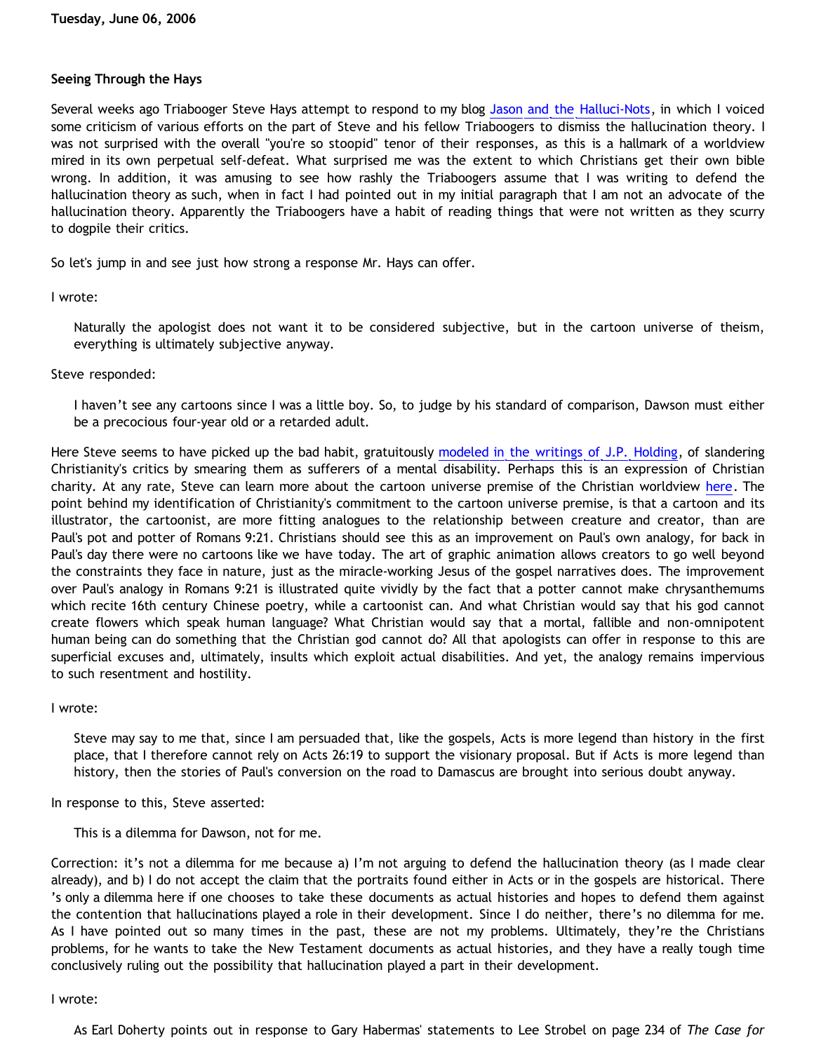**Tuesday, June 06, 2006**

### Seeing Through the Hays

Several weeks ago Triabooger Steve Hays attempt to respond to my blog Jason and the Halluci-Nots, in which I voiced some criticism of various efforts on the part of Steve and his fellow Triaboogers to dismiss the hallucination theory. I was not surprised with the overall "you're so stoopid" tenor of their responses, as this is a hallmark of a worldview mired in its own perpetual self-defeat. What surprised me was the extent to which Christians get their own bible wrong. In addition, it was amusing to see how rashly the Triaboogers assume that I was writing to defend the hallucination theory as such, when in fact I had pointed out in my initial paragraph that I am not an advocate of the hallucination theory. Apparently the Triaboogers have a habit of reading things that were not written as they scurry to dogpile their critics.

So let's jump in and see just how strong a response Mr. Hays can offer.

I wrote:

> Naturally the apologist does not want it to be considered subjective, but in the cartoon universe of theism, everything is ultimately subjective anyway.

Steve responded:

> I haven't see any cartoons since I was a little boy. So, to judge by his standard of comparison, Dawson must either be a precocious four-year old or a retarded adult.

Here Steve seems to have picked up the bad habit, gratuitously modeled in the writings of J.P. Holding, of slandering Christianity's critics by smearing them as sufferers of a mental disability. Perhaps this is an expression of Christian charity. At any rate, Steve can learn more about the cartoon universe premise of the Christian worldview here. The point behind my identification of Christianity's commitment to the cartoon universe premise, is that a cartoon and its illustrator, the cartoonist, are more fitting analogues to the relationship between creature and creator, than are Paul's pot and potter of Romans 9:21. Christians should see this as an improvement on Paul's own analogy, for back in Paul's day there were no cartoons like we have today. The art of graphic animation allows creators to go well beyond the constraints they face in nature, just as the miracle-working Jesus of the gospel narratives does. The improvement over Paul's analogy in Romans 9:21 is illustrated quite vividly by the fact that a potter cannot make chrysanthemums which recite 16th century Chinese poetry, while a cartoonist can. And what Christian would say that his god cannot create flowers which speak human language? What Christian would say that a mortal, fallible and non-omnipotent human being can do something that the Christian god cannot do? All that apologists can offer in response to this are superficial excuses and, ultimately, insults which exploit actual disabilities. And yet, the analogy remains impervious to such resentment and hostility.

I wrote:

> Steve may say to me that, since I am persuaded that, like the gospels, Acts is more legend than history in the first place, that I therefore cannot rely on Acts 26:19 to support the visionary proposal. But if Acts is more legend than history, then the stories of Paul's conversion on the road to Damascus are brought into serious doubt anyway.

In response to this, Steve asserted:

> This is a dilemma for Dawson, not for me.

Correction: it's not a dilemma for me because a) I'm not arguing to defend the hallucination theory (as I made clear already), and b) I do not accept the claim that the portraits found either in Acts or in the gospels are historical. There 's only a dilemma here if one chooses to take these documents as actual histories and hopes to defend them against the contention that hallucinations played a role in their development. Since I do neither, there's no dilemma for me. As I have pointed out so many times in the past, these are not my problems. Ultimately, they're the Christians problems, for he wants to take the New Testament documents as actual histories, and they have a really tough time conclusively ruling out the possibility that hallucination played a part in their development.

I wrote:

> As Earl Doherty points out in response to Gary Habermas' statements to Lee Strobel on page 234 of *The Case for*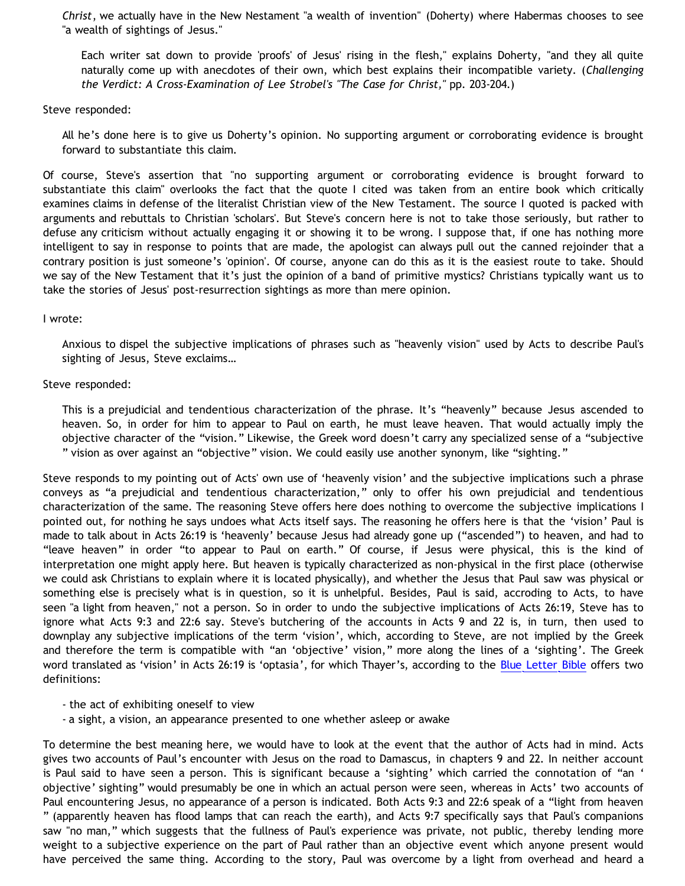*Christ*, we actually have in the New Nestament "a wealth of invention" (Doherty) where Habermas chooses to see "a wealth of sightings of Jesus."

> Each writer sat down to provide 'proofs' of Jesus' rising in the flesh," explains Doherty, "and they all quite naturally come up with anecdotes of their own, which best explains their incompatible variety. (*Challenging the Verdict: A Cross-Examination of Lee Strobel's "The Case for Christ,"* pp. 203-204.)

Steve responded:

> All he's done here is to give us Doherty's opinion. No supporting argument or corroborating evidence is brought forward to substantiate this claim.

Of course, Steve's assertion that "no supporting argument or corroborating evidence is brought forward to substantiate this claim" overlooks the fact that the quote I cited was taken from an entire book which critically examines claims in defense of the literalist Christian view of the New Testament. The source I quoted is packed with arguments and rebuttals to Christian 'scholars'. But Steve's concern here is not to take those seriously, but rather to defuse any criticism without actually engaging it or showing it to be wrong. I suppose that, if one has nothing more intelligent to say in response to points that are made, the apologist can always pull out the canned rejoinder that a contrary position is just someone's 'opinion'. Of course, anyone can do this as it is the easiest route to take. Should we say of the New Testament that it's just the opinion of a band of primitive mystics? Christians typically want us to take the stories of Jesus' post-resurrection sightings as more than mere opinion.

I wrote:

> Anxious to dispel the subjective implications of phrases such as "heavenly vision" used by Acts to describe Paul's sighting of Jesus, Steve exclaims…

Steve responded:

> This is a prejudicial and tendentious characterization of the phrase. It's "heavenly" because Jesus ascended to heaven. So, in order for him to appear to Paul on earth, he must leave heaven. That would actually imply the objective character of the "vision." Likewise, the Greek word doesn't carry any specialized sense of a "subjective" vision as over against an "objective" vision. We could easily use another synonym, like "sighting."

Steve responds to my pointing out of Acts' own use of 'heavenly vision' and the subjective implications such a phrase conveys as "a prejudicial and tendentious characterization," only to offer his own prejudicial and tendentious characterization of the same. The reasoning Steve offers here does nothing to overcome the subjective implications I pointed out, for nothing he says undoes what Acts itself says. The reasoning he offers here is that the 'vision' Paul is made to talk about in Acts 26:19 is 'heavenly' because Jesus had already gone up ("ascended") to heaven, and had to "leave heaven" in order "to appear to Paul on earth." Of course, if Jesus were physical, this is the kind of interpretation one might apply here. But heaven is typically characterized as non-physical in the first place (otherwise we could ask Christians to explain where it is located physically), and whether the Jesus that Paul saw was physical or something else is precisely what is in question, so it is unhelpful. Besides, Paul is said, accroding to Acts, to have seen "a light from heaven," not a person. So in order to undo the subjective implications of Acts 26:19, Steve has to ignore what Acts 9:3 and 22:6 say. Steve's butchering of the accounts in Acts 9 and 22 is, in turn, then used to downplay any subjective implications of the term 'vision', which, according to Steve, are not implied by the Greek and therefore the term is compatible with "an 'objective' vision," more along the lines of a 'sighting'. The Greek word translated as 'vision' in Acts 26:19 is 'optasia', for which Thayer's, according to the Blue Letter Bible offers two definitions:

- the act of exhibiting oneself to view
- a sight, a vision, an appearance presented to one whether asleep or awake

To determine the best meaning here, we would have to look at the event that the author of Acts had in mind. Acts gives two accounts of Paul's encounter with Jesus on the road to Damascus, in chapters 9 and 22. In neither account is Paul said to have seen a person. This is significant because a 'sighting' which carried the connotation of "an 'objective' sighting" would presumably be one in which an actual person were seen, whereas in Acts' two accounts of Paul encountering Jesus, no appearance of a person is indicated. Both Acts 9:3 and 22:6 speak of a "light from heaven" (apparently heaven has flood lamps that can reach the earth), and Acts 9:7 specifically says that Paul's companions saw "no man," which suggests that the fullness of Paul's experience was private, not public, thereby lending more weight to a subjective experience on the part of Paul rather than an objective event which anyone present would have perceived the same thing. According to the story, Paul was overcome by a light from overhead and heard a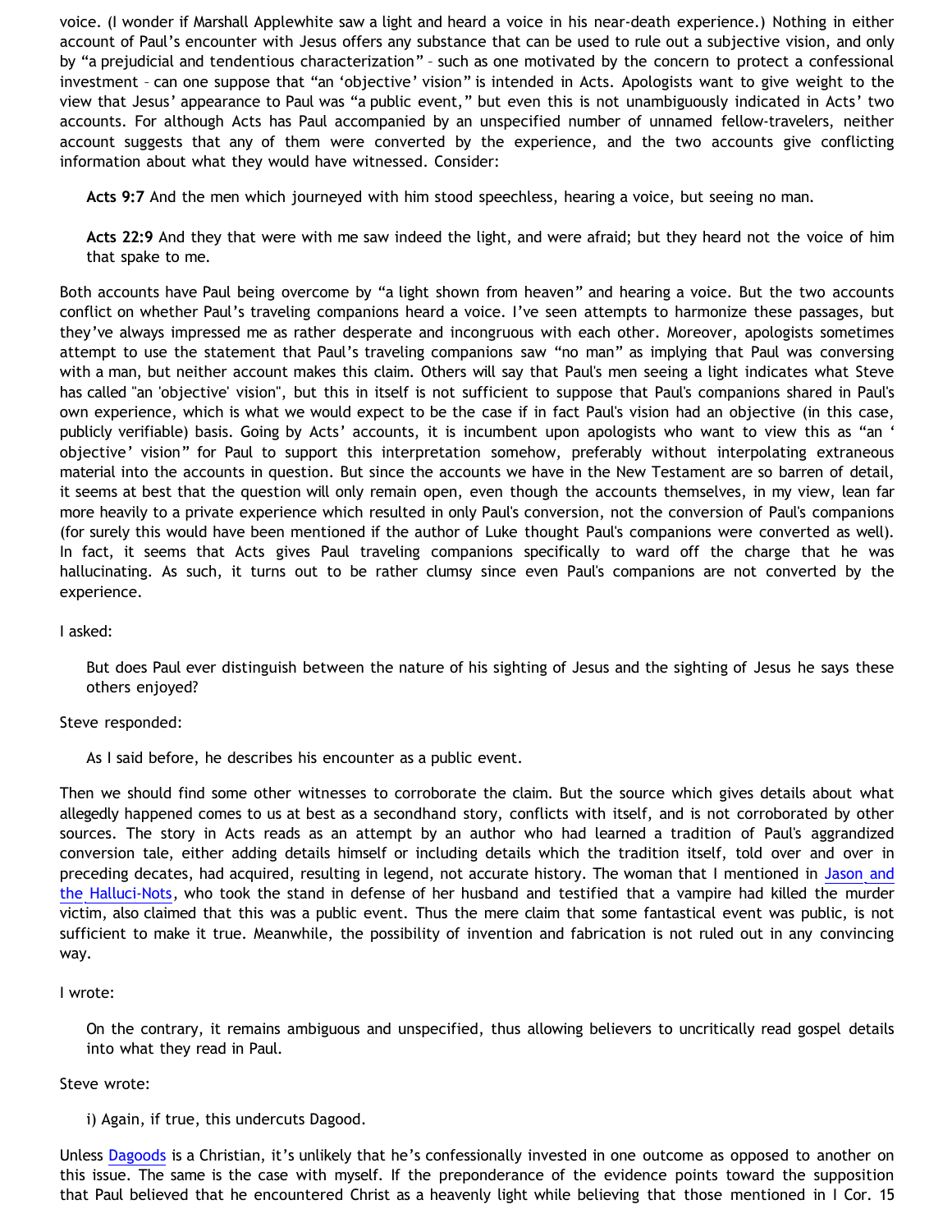voice. (I wonder if Marshall Applewhite saw a light and heard a voice in his near-death experience.) Nothing in either account of Paul's encounter with Jesus offers any substance that can be used to rule out a subjective vision, and only by "a prejudicial and tendentious characterization" – such as one motivated by the concern to protect a confessional investment – can one suppose that "an 'objective' vision" is intended in Acts. Apologists want to give weight to the view that Jesus' appearance to Paul was "a public event," but even this is not unambiguously indicated in Acts' two accounts. For although Acts has Paul accompanied by an unspecified number of unnamed fellow-travelers, neither account suggests that any of them were converted by the experience, and the two accounts give conflicting information about what they would have witnessed. Consider:

> **Acts 9:7** And the men which journeyed with him stood speechless, hearing a voice, but seeing no man.
>
> **Acts 22:9** And they that were with me saw indeed the light, and were afraid; but they heard not the voice of him that spake to me.

Both accounts have Paul being overcome by "a light shown from heaven" and hearing a voice. But the two accounts conflict on whether Paul's traveling companions heard a voice. I've seen attempts to harmonize these passages, but they've always impressed me as rather desperate and incongruous with each other. Moreover, apologists sometimes attempt to use the statement that Paul's traveling companions saw "no man" as implying that Paul was conversing with a man, but neither account makes this claim. Others will say that Paul's men seeing a light indicates what Steve has called "an 'objective' vision", but this in itself is not sufficient to suppose that Paul's companions shared in Paul's own experience, which is what we would expect to be the case if in fact Paul's vision had an objective (in this case, publicly verifiable) basis. Going by Acts' accounts, it is incumbent upon apologists who want to view this as "an ' objective' vision" for Paul to support this interpretation somehow, preferably without interpolating extraneous material into the accounts in question. But since the accounts we have in the New Testament are so barren of detail, it seems at best that the question will only remain open, even though the accounts themselves, in my view, lean far more heavily to a private experience which resulted in only Paul's conversion, not the conversion of Paul's companions (for surely this would have been mentioned if the author of Luke thought Paul's companions were converted as well). In fact, it seems that Acts gives Paul traveling companions specifically to ward off the charge that he was hallucinating. As such, it turns out to be rather clumsy since even Paul's companions are not converted by the experience.

I asked:

> But does Paul ever distinguish between the nature of his sighting of Jesus and the sighting of Jesus he says these others enjoyed?

Steve responded:

> As I said before, he describes his encounter as a public event.

Then we should find some other witnesses to corroborate the claim. But the source which gives details about what allegedly happened comes to us at best as a secondhand story, conflicts with itself, and is not corroborated by other sources. The story in Acts reads as an attempt by an author who had learned a tradition of Paul's aggrandized conversion tale, either adding details himself or including details which the tradition itself, told over and over in preceding decates, had acquired, resulting in legend, not accurate history. The woman that I mentioned in Jason and the Halluci-Nots, who took the stand in defense of her husband and testified that a vampire had killed the murder victim, also claimed that this was a public event. Thus the mere claim that some fantastical event was public, is not sufficient to make it true. Meanwhile, the possibility of invention and fabrication is not ruled out in any convincing way.

I wrote:

> On the contrary, it remains ambiguous and unspecified, thus allowing believers to uncritically read gospel details into what they read in Paul.

Steve wrote:

> i) Again, if true, this undercuts Dagood.

Unless Dagoods is a Christian, it's unlikely that he's confessionally invested in one outcome as opposed to another on this issue. The same is the case with myself. If the preponderance of the evidence points toward the supposition that Paul believed that he encountered Christ as a heavenly light while believing that those mentioned in I Cor. 15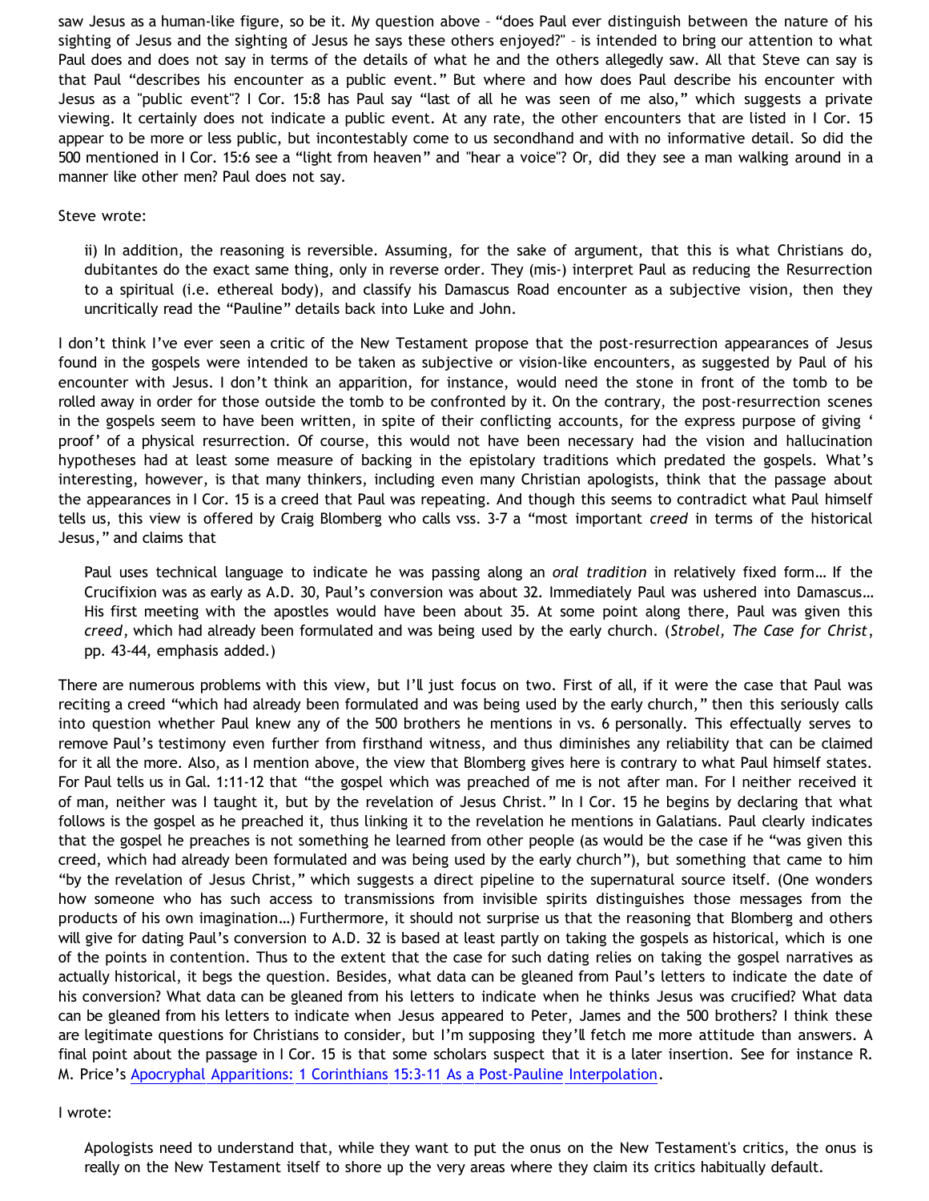saw Jesus as a human-like figure, so be it. My question above – "does Paul ever distinguish between the nature of his sighting of Jesus and the sighting of Jesus he says these others enjoyed?" – is intended to bring our attention to what Paul does and does not say in terms of the details of what he and the others allegedly saw. All that Steve can say is that Paul "describes his encounter as a public event." But where and how does Paul describe his encounter with Jesus as a "public event"? I Cor. 15:8 has Paul say "last of all he was seen of me also," which suggests a private viewing. It certainly does not indicate a public event. At any rate, the other encounters that are listed in I Cor. 15 appear to be more or less public, but incontestably come to us secondhand and with no informative detail. So did the 500 mentioned in I Cor. 15:6 see a "light from heaven" and "hear a voice"? Or, did they see a man walking around in a manner like other men? Paul does not say.

Steve wrote:

> ii) In addition, the reasoning is reversible. Assuming, for the sake of argument, that this is what Christians do, dubitantes do the exact same thing, only in reverse order. They (mis-) interpret Paul as reducing the Resurrection to a spiritual (i.e. ethereal body), and classify his Damascus Road encounter as a subjective vision, then they uncritically read the "Pauline" details back into Luke and John.

I don't think I've ever seen a critic of the New Testament propose that the post-resurrection appearances of Jesus found in the gospels were intended to be taken as subjective or vision-like encounters, as suggested by Paul of his encounter with Jesus. I don't think an apparition, for instance, would need the stone in front of the tomb to be rolled away in order for those outside the tomb to be confronted by it. On the contrary, the post-resurrection scenes in the gospels seem to have been written, in spite of their conflicting accounts, for the express purpose of giving ' proof' of a physical resurrection. Of course, this would not have been necessary had the vision and hallucination hypotheses had at least some measure of backing in the epistolary traditions which predated the gospels. What's interesting, however, is that many thinkers, including even many Christian apologists, think that the passage about the appearances in I Cor. 15 is a creed that Paul was repeating. And though this seems to contradict what Paul himself tells us, this view is offered by Craig Blomberg who calls vss. 3-7 a "most important *creed* in terms of the historical Jesus," and claims that

> Paul uses technical language to indicate he was passing along an *oral tradition* in relatively fixed form… If the Crucifixion was as early as A.D. 30, Paul's conversion was about 32. Immediately Paul was ushered into Damascus… His first meeting with the apostles would have been about 35. At some point along there, Paul was given this *creed*, which had already been formulated and was being used by the early church. (*Strobel, The Case for Christ*, pp. 43-44, emphasis added.)

There are numerous problems with this view, but I'll just focus on two. First of all, if it were the case that Paul was reciting a creed "which had already been formulated and was being used by the early church," then this seriously calls into question whether Paul knew any of the 500 brothers he mentions in vs. 6 personally. This effectually serves to remove Paul's testimony even further from firsthand witness, and thus diminishes any reliability that can be claimed for it all the more. Also, as I mention above, the view that Blomberg gives here is contrary to what Paul himself states. For Paul tells us in Gal. 1:11-12 that "the gospel which was preached of me is not after man. For I neither received it of man, neither was I taught it, but by the revelation of Jesus Christ." In I Cor. 15 he begins by declaring that what follows is the gospel as he preached it, thus linking it to the revelation he mentions in Galatians. Paul clearly indicates that the gospel he preaches is not something he learned from other people (as would be the case if he "was given this creed, which had already been formulated and was being used by the early church"), but something that came to him "by the revelation of Jesus Christ," which suggests a direct pipeline to the supernatural source itself. (One wonders how someone who has such access to transmissions from invisible spirits distinguishes those messages from the products of his own imagination…) Furthermore, it should not surprise us that the reasoning that Blomberg and others will give for dating Paul's conversion to A.D. 32 is based at least partly on taking the gospels as historical, which is one of the points in contention. Thus to the extent that the case for such dating relies on taking the gospel narratives as actually historical, it begs the question. Besides, what data can be gleaned from Paul's letters to indicate the date of his conversion? What data can be gleaned from his letters to indicate when he thinks Jesus was crucified? What data can be gleaned from his letters to indicate when Jesus appeared to Peter, James and the 500 brothers? I think these are legitimate questions for Christians to consider, but I'm supposing they'll fetch me more attitude than answers. A final point about the passage in I Cor. 15 is that some scholars suspect that it is a later insertion. See for instance R. M. Price's Apocryphal Apparitions: 1 Corinthians 15:3-11 As a Post-Pauline Interpolation.

I wrote:

> Apologists need to understand that, while they want to put the onus on the New Testament's critics, the onus is really on the New Testament itself to shore up the very areas where they claim its critics habitually default.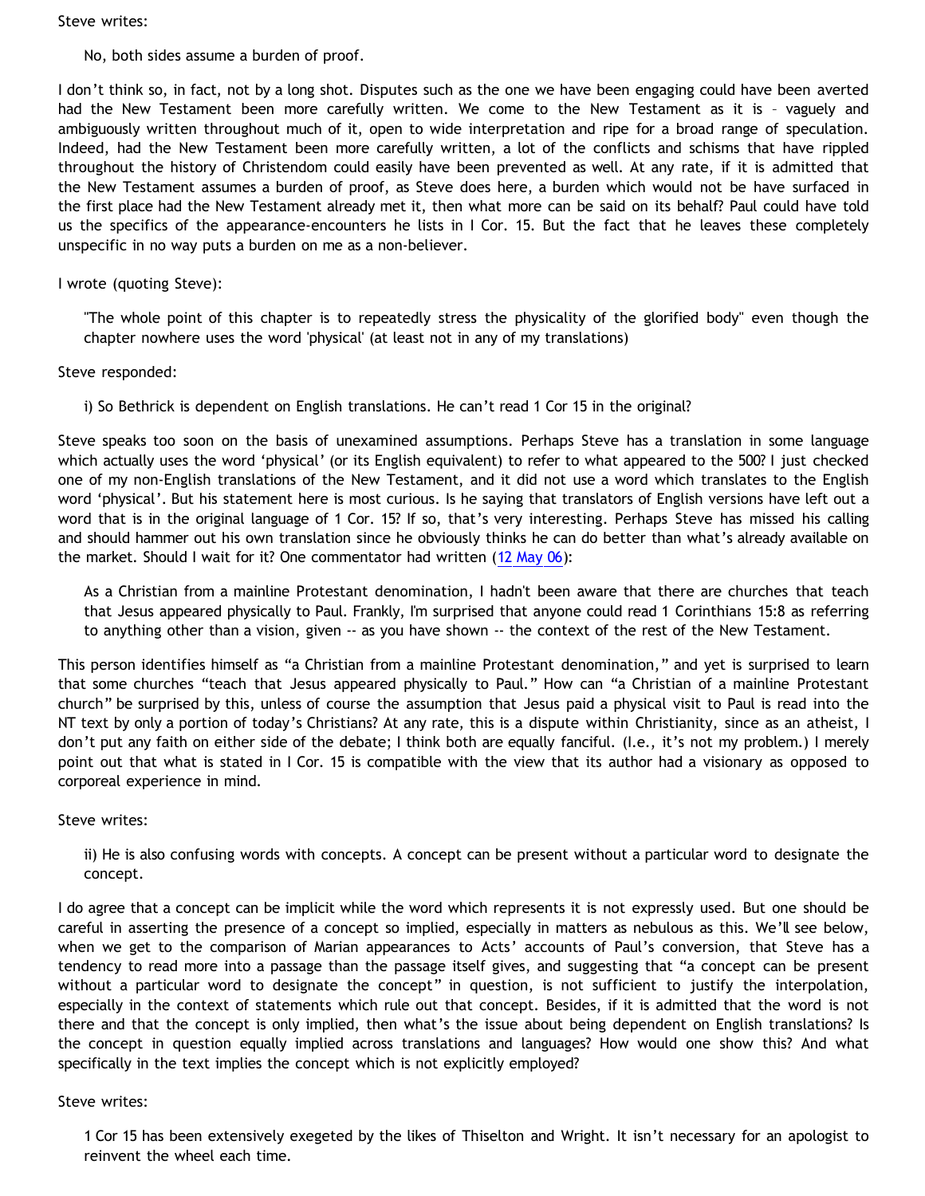Steve writes:

> No, both sides assume a burden of proof.

I don't think so, in fact, not by a long shot. Disputes such as the one we have been engaging could have been averted had the New Testament been more carefully written. We come to the New Testament as it is – vaguely and ambiguously written throughout much of it, open to wide interpretation and ripe for a broad range of speculation. Indeed, had the New Testament been more carefully written, a lot of the conflicts and schisms that have rippled throughout the history of Christendom could easily have been prevented as well. At any rate, if it is admitted that the New Testament assumes a burden of proof, as Steve does here, a burden which would not be have surfaced in the first place had the New Testament already met it, then what more can be said on its behalf? Paul could have told us the specifics of the appearance-encounters he lists in I Cor. 15. But the fact that he leaves these completely unspecific in no way puts a burden on me as a non-believer.

I wrote (quoting Steve):

> "The whole point of this chapter is to repeatedly stress the physicality of the glorified body" even though the chapter nowhere uses the word 'physical' (at least not in any of my translations)

Steve responded:

> i) So Bethrick is dependent on English translations. He can't read 1 Cor 15 in the original?

Steve speaks too soon on the basis of unexamined assumptions. Perhaps Steve has a translation in some language which actually uses the word 'physical' (or its English equivalent) to refer to what appeared to the 500? I just checked one of my non-English translations of the New Testament, and it did not use a word which translates to the English word 'physical'. But his statement here is most curious. Is he saying that translators of English versions have left out a word that is in the original language of 1 Cor. 15? If so, that's very interesting. Perhaps Steve has missed his calling and should hammer out his own translation since he obviously thinks he can do better than what's already available on the market. Should I wait for it? One commentator had written (12 May 06):

> As a Christian from a mainline Protestant denomination, I hadn't been aware that there are churches that teach that Jesus appeared physically to Paul. Frankly, I'm surprised that anyone could read 1 Corinthians 15:8 as referring to anything other than a vision, given -- as you have shown -- the context of the rest of the New Testament.

This person identifies himself as "a Christian from a mainline Protestant denomination," and yet is surprised to learn that some churches "teach that Jesus appeared physically to Paul." How can "a Christian of a mainline Protestant church" be surprised by this, unless of course the assumption that Jesus paid a physical visit to Paul is read into the NT text by only a portion of today's Christians? At any rate, this is a dispute within Christianity, since as an atheist, I don't put any faith on either side of the debate; I think both are equally fanciful. (I.e., it's not my problem.) I merely point out that what is stated in I Cor. 15 is compatible with the view that its author had a visionary as opposed to corporeal experience in mind.

Steve writes:

> ii) He is also confusing words with concepts. A concept can be present without a particular word to designate the concept.

I do agree that a concept can be implicit while the word which represents it is not expressly used. But one should be careful in asserting the presence of a concept so implied, especially in matters as nebulous as this. We'll see below, when we get to the comparison of Marian appearances to Acts' accounts of Paul's conversion, that Steve has a tendency to read more into a passage than the passage itself gives, and suggesting that "a concept can be present without a particular word to designate the concept" in question, is not sufficient to justify the interpolation, especially in the context of statements which rule out that concept. Besides, if it is admitted that the word is not there and that the concept is only implied, then what's the issue about being dependent on English translations? Is the concept in question equally implied across translations and languages? How would one show this? And what specifically in the text implies the concept which is not explicitly employed?

Steve writes:

> 1 Cor 15 has been extensively exegeted by the likes of Thiselton and Wright. It isn't necessary for an apologist to reinvent the wheel each time.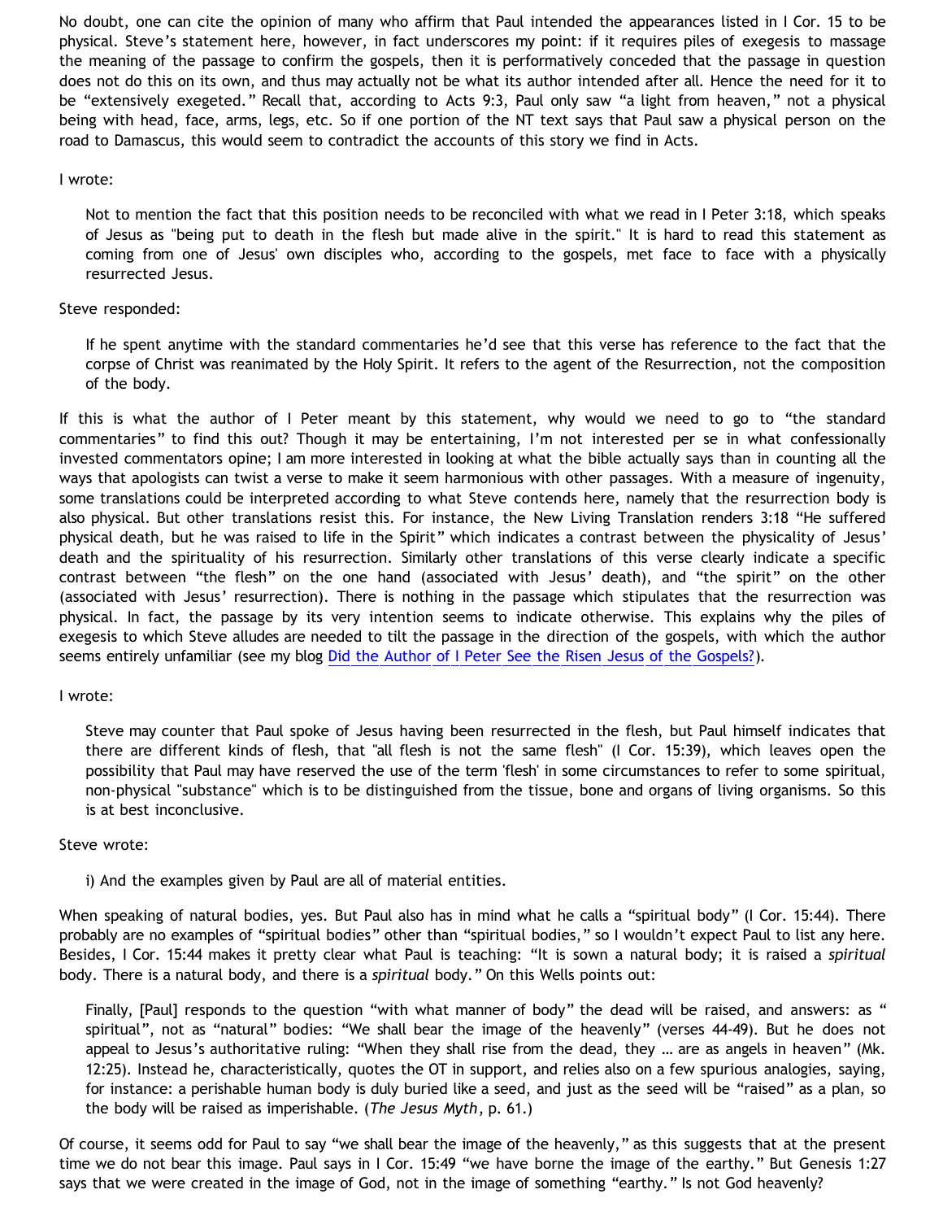No doubt, one can cite the opinion of many who affirm that Paul intended the appearances listed in I Cor. 15 to be physical. Steve's statement here, however, in fact underscores my point: if it requires piles of exegesis to massage the meaning of the passage to confirm the gospels, then it is performatively conceded that the passage in question does not do this on its own, and thus may actually not be what its author intended after all. Hence the need for it to be "extensively exegeted." Recall that, according to Acts 9:3, Paul only saw "a light from heaven," not a physical being with head, face, arms, legs, etc. So if one portion of the NT text says that Paul saw a physical person on the road to Damascus, this would seem to contradict the accounts of this story we find in Acts.

I wrote:

> Not to mention the fact that this position needs to be reconciled with what we read in I Peter 3:18, which speaks of Jesus as "being put to death in the flesh but made alive in the spirit." It is hard to read this statement as coming from one of Jesus' own disciples who, according to the gospels, met face to face with a physically resurrected Jesus.

Steve responded:

> If he spent anytime with the standard commentaries he'd see that this verse has reference to the fact that the corpse of Christ was reanimated by the Holy Spirit. It refers to the agent of the Resurrection, not the composition of the body.

If this is what the author of I Peter meant by this statement, why would we need to go to "the standard commentaries" to find this out? Though it may be entertaining, I'm not interested per se in what confessionally invested commentators opine; I am more interested in looking at what the bible actually says than in counting all the ways that apologists can twist a verse to make it seem harmonious with other passages. With a measure of ingenuity, some translations could be interpreted according to what Steve contends here, namely that the resurrection body is also physical. But other translations resist this. For instance, the New Living Translation renders 3:18 "He suffered physical death, but he was raised to life in the Spirit" which indicates a contrast between the physicality of Jesus' death and the spirituality of his resurrection. Similarly other translations of this verse clearly indicate a specific contrast between "the flesh" on the one hand (associated with Jesus' death), and "the spirit" on the other (associated with Jesus' resurrection). There is nothing in the passage which stipulates that the resurrection was physical. In fact, the passage by its very intention seems to indicate otherwise. This explains why the piles of exegesis to which Steve alludes are needed to tilt the passage in the direction of the gospels, with which the author seems entirely unfamiliar (see my blog [Did the Author of I Peter See the Risen Jesus of the Gospels?]).

I wrote:

> Steve may counter that Paul spoke of Jesus having been resurrected in the flesh, but Paul himself indicates that there are different kinds of flesh, that "all flesh is not the same flesh" (I Cor. 15:39), which leaves open the possibility that Paul may have reserved the use of the term 'flesh' in some circumstances to refer to some spiritual, non-physical "substance" which is to be distinguished from the tissue, bone and organs of living organisms. So this is at best inconclusive.

Steve wrote:

> i) And the examples given by Paul are all of material entities.

When speaking of natural bodies, yes. But Paul also has in mind what he calls a "spiritual body" (I Cor. 15:44). There probably are no examples of "spiritual bodies" other than "spiritual bodies," so I wouldn't expect Paul to list any here. Besides, I Cor. 15:44 makes it pretty clear what Paul is teaching: "It is sown a natural body; it is raised a *spiritual* body. There is a natural body, and there is a *spiritual* body." On this Wells points out:

> Finally, [Paul] responds to the question "with what manner of body" the dead will be raised, and answers: as " spiritual", not as "natural" bodies: "We shall bear the image of the heavenly" (verses 44-49). But he does not appeal to Jesus's authoritative ruling: "When they shall rise from the dead, they … are as angels in heaven" (Mk. 12:25). Instead he, characteristically, quotes the OT in support, and relies also on a few spurious analogies, saying, for instance: a perishable human body is duly buried like a seed, and just as the seed will be "raised" as a plan, so the body will be raised as imperishable. (*The Jesus Myth*, p. 61.)

Of course, it seems odd for Paul to say "we shall bear the image of the heavenly," as this suggests that at the present time we do not bear this image. Paul says in I Cor. 15:49 "we have borne the image of the earthy." But Genesis 1:27 says that we were created in the image of God, not in the image of something "earthy." Is not God heavenly?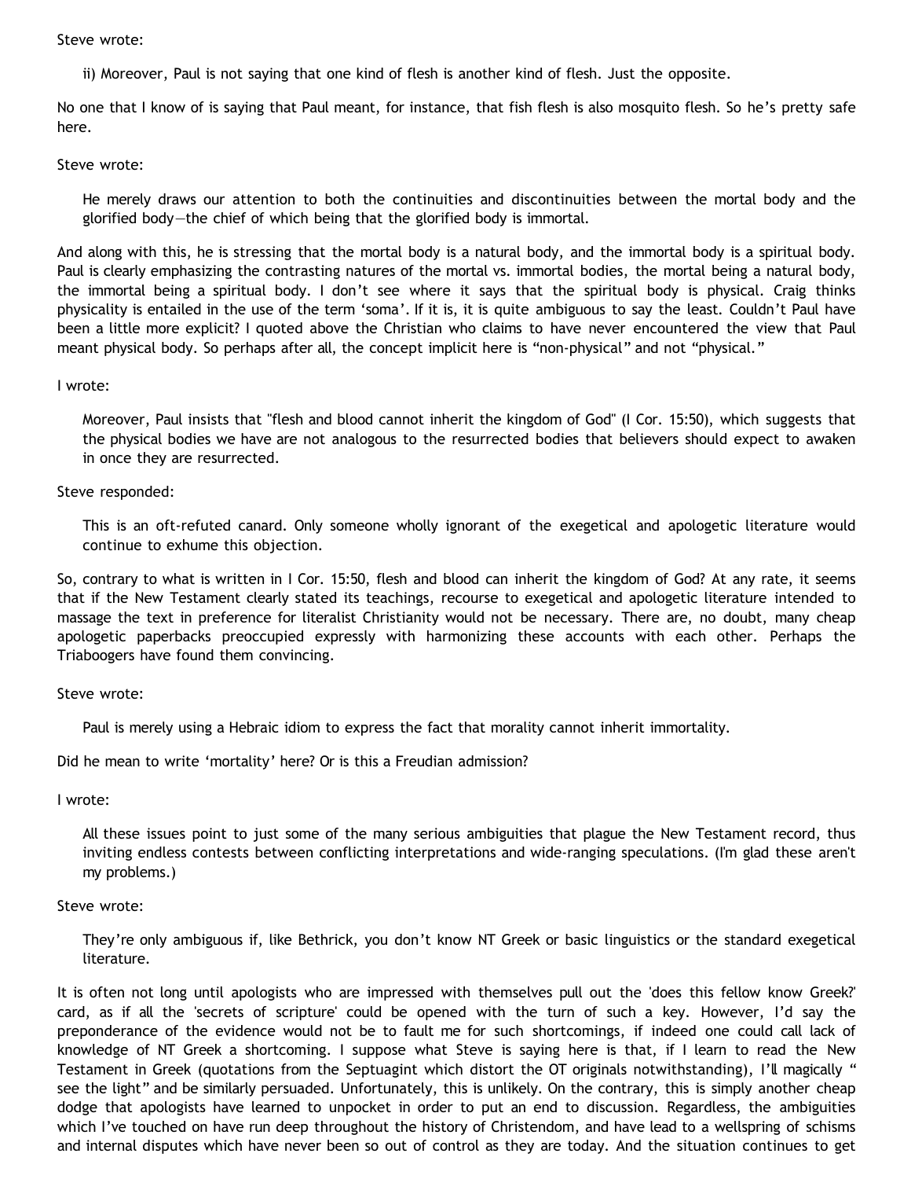Steve wrote:

> ii) Moreover, Paul is not saying that one kind of flesh is another kind of flesh. Just the opposite.

No one that I know of is saying that Paul meant, for instance, that fish flesh is also mosquito flesh. So he's pretty safe here.

Steve wrote:

> He merely draws our attention to both the continuities and discontinuities between the mortal body and the glorified body—the chief of which being that the glorified body is immortal.

And along with this, he is stressing that the mortal body is a natural body, and the immortal body is a spiritual body. Paul is clearly emphasizing the contrasting natures of the mortal vs. immortal bodies, the mortal being a natural body, the immortal being a spiritual body. I don't see where it says that the spiritual body is physical. Craig thinks physicality is entailed in the use of the term 'soma'. If it is, it is quite ambiguous to say the least. Couldn't Paul have been a little more explicit? I quoted above the Christian who claims to have never encountered the view that Paul meant physical body. So perhaps after all, the concept implicit here is "non-physical" and not "physical."

I wrote:

> Moreover, Paul insists that "flesh and blood cannot inherit the kingdom of God" (I Cor. 15:50), which suggests that the physical bodies we have are not analogous to the resurrected bodies that believers should expect to awaken in once they are resurrected.

Steve responded:

> This is an oft-refuted canard. Only someone wholly ignorant of the exegetical and apologetic literature would continue to exhume this objection.

So, contrary to what is written in I Cor. 15:50, flesh and blood can inherit the kingdom of God? At any rate, it seems that if the New Testament clearly stated its teachings, recourse to exegetical and apologetic literature intended to massage the text in preference for literalist Christianity would not be necessary. There are, no doubt, many cheap apologetic paperbacks preoccupied expressly with harmonizing these accounts with each other. Perhaps the Triaboogers have found them convincing.

Steve wrote:

> Paul is merely using a Hebraic idiom to express the fact that morality cannot inherit immortality.

Did he mean to write 'mortality' here? Or is this a Freudian admission?

I wrote:

> All these issues point to just some of the many serious ambiguities that plague the New Testament record, thus inviting endless contests between conflicting interpretations and wide-ranging speculations. (I'm glad these aren't my problems.)

Steve wrote:

> They're only ambiguous if, like Bethrick, you don't know NT Greek or basic linguistics or the standard exegetical literature.

It is often not long until apologists who are impressed with themselves pull out the 'does this fellow know Greek?' card, as if all the 'secrets of scripture' could be opened with the turn of such a key. However, I'd say the preponderance of the evidence would not be to fault me for such shortcomings, if indeed one could call lack of knowledge of NT Greek a shortcoming. I suppose what Steve is saying here is that, if I learn to read the New Testament in Greek (quotations from the Septuagint which distort the OT originals notwithstanding), I'll magically " see the light" and be similarly persuaded. Unfortunately, this is unlikely. On the contrary, this is simply another cheap dodge that apologists have learned to unpocket in order to put an end to discussion. Regardless, the ambiguities which I've touched on have run deep throughout the history of Christendom, and have lead to a wellspring of schisms and internal disputes which have never been so out of control as they are today. And the situation continues to get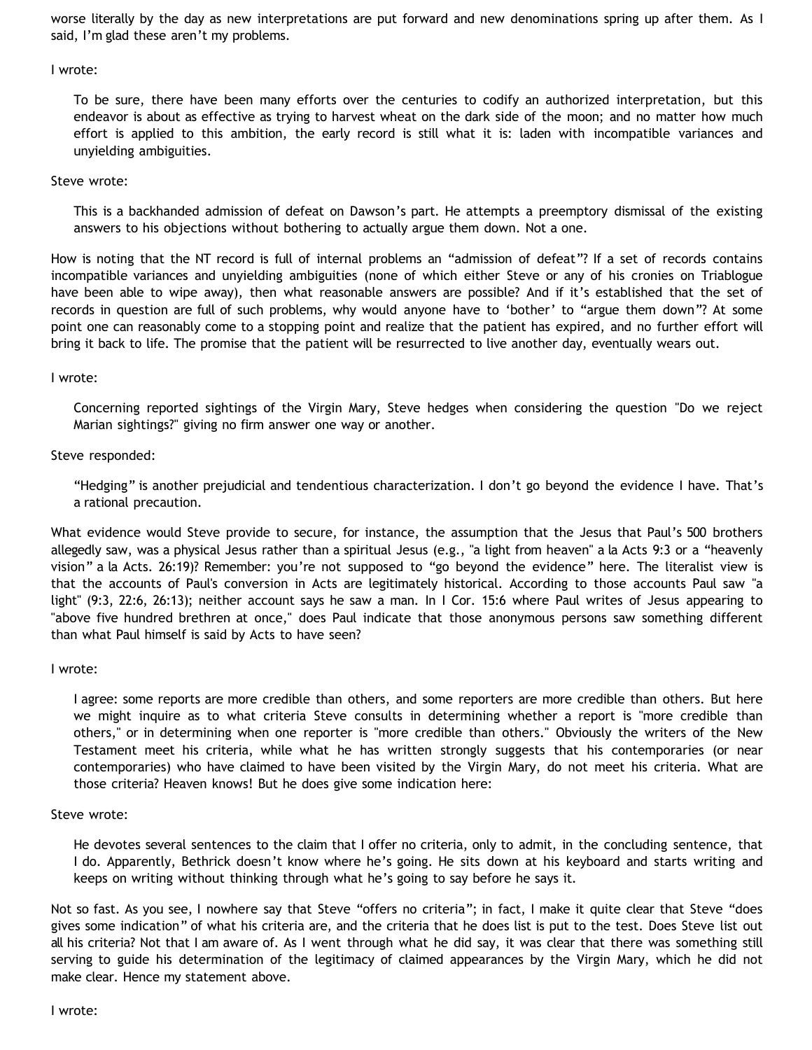worse literally by the day as new interpretations are put forward and new denominations spring up after them. As I said, I'm glad these aren't my problems.

I wrote:

> To be sure, there have been many efforts over the centuries to codify an authorized interpretation, but this endeavor is about as effective as trying to harvest wheat on the dark side of the moon; and no matter how much effort is applied to this ambition, the early record is still what it is: laden with incompatible variances and unyielding ambiguities.

Steve wrote:

> This is a backhanded admission of defeat on Dawson's part. He attempts a preemptory dismissal of the existing answers to his objections without bothering to actually argue them down. Not a one.

How is noting that the NT record is full of internal problems an "admission of defeat"? If a set of records contains incompatible variances and unyielding ambiguities (none of which either Steve or any of his cronies on Triablogue have been able to wipe away), then what reasonable answers are possible? And if it's established that the set of records in question are full of such problems, why would anyone have to 'bother' to "argue them down"? At some point one can reasonably come to a stopping point and realize that the patient has expired, and no further effort will bring it back to life. The promise that the patient will be resurrected to live another day, eventually wears out.

I wrote:

> Concerning reported sightings of the Virgin Mary, Steve hedges when considering the question "Do we reject Marian sightings?" giving no firm answer one way or another.

Steve responded:

> "Hedging" is another prejudicial and tendentious characterization. I don't go beyond the evidence I have. That's a rational precaution.

What evidence would Steve provide to secure, for instance, the assumption that the Jesus that Paul's 500 brothers allegedly saw, was a physical Jesus rather than a spiritual Jesus (e.g., "a light from heaven" a la Acts 9:3 or a "heavenly vision" a la Acts. 26:19)? Remember: you're not supposed to "go beyond the evidence" here. The literalist view is that the accounts of Paul's conversion in Acts are legitimately historical. According to those accounts Paul saw "a light" (9:3, 22:6, 26:13); neither account says he saw a man. In I Cor. 15:6 where Paul writes of Jesus appearing to "above five hundred brethren at once," does Paul indicate that those anonymous persons saw something different than what Paul himself is said by Acts to have seen?

I wrote:

> I agree: some reports are more credible than others, and some reporters are more credible than others. But here we might inquire as to what criteria Steve consults in determining whether a report is "more credible than others," or in determining when one reporter is "more credible than others." Obviously the writers of the New Testament meet his criteria, while what he has written strongly suggests that his contemporaries (or near contemporaries) who have claimed to have been visited by the Virgin Mary, do not meet his criteria. What are those criteria? Heaven knows! But he does give some indication here:

Steve wrote:

> He devotes several sentences to the claim that I offer no criteria, only to admit, in the concluding sentence, that I do. Apparently, Bethrick doesn't know where he's going. He sits down at his keyboard and starts writing and keeps on writing without thinking through what he's going to say before he says it.

Not so fast. As you see, I nowhere say that Steve "offers no criteria"; in fact, I make it quite clear that Steve "does gives some indication" of what his criteria are, and the criteria that he does list is put to the test. Does Steve list out all his criteria? Not that I am aware of. As I went through what he did say, it was clear that there was something still serving to guide his determination of the legitimacy of claimed appearances by the Virgin Mary, which he did not make clear. Hence my statement above.

I wrote: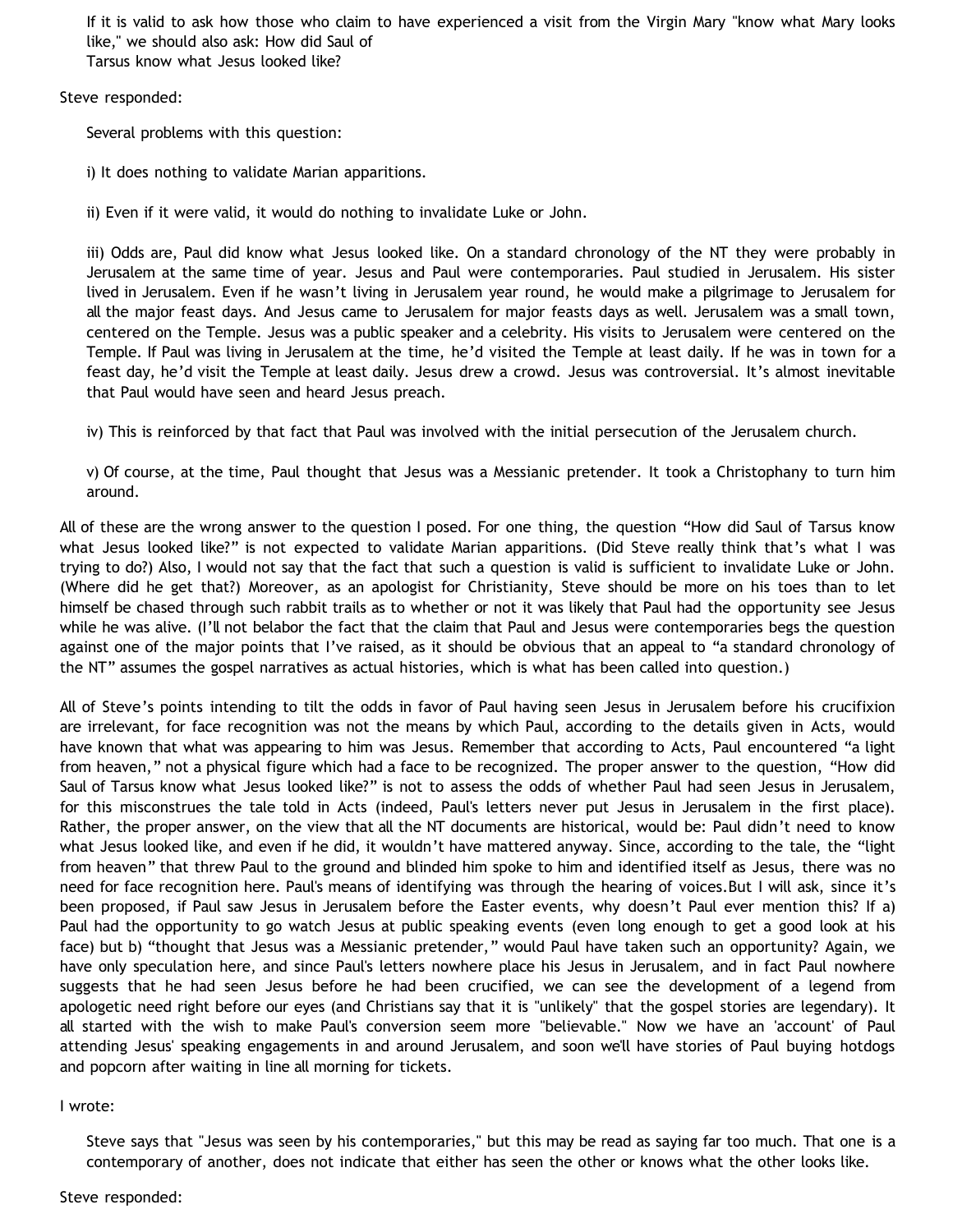> If it is valid to ask how those who claim to have experienced a visit from the Virgin Mary "know what Mary looks like," we should also ask: How did Saul of Tarsus know what Jesus looked like?

Steve responded:

> Several problems with this question:
>
> i) It does nothing to validate Marian apparitions.
>
> ii) Even if it were valid, it would do nothing to invalidate Luke or John.
>
> iii) Odds are, Paul did know what Jesus looked like. On a standard chronology of the NT they were probably in Jerusalem at the same time of year. Jesus and Paul were contemporaries. Paul studied in Jerusalem. His sister lived in Jerusalem. Even if he wasn't living in Jerusalem year round, he would make a pilgrimage to Jerusalem for all the major feast days. And Jesus came to Jerusalem for major feasts days as well. Jerusalem was a small town, centered on the Temple. Jesus was a public speaker and a celebrity. His visits to Jerusalem were centered on the Temple. If Paul was living in Jerusalem at the time, he'd visited the Temple at least daily. If he was in town for a feast day, he'd visit the Temple at least daily. Jesus drew a crowd. Jesus was controversial. It's almost inevitable that Paul would have seen and heard Jesus preach.
>
> iv) This is reinforced by that fact that Paul was involved with the initial persecution of the Jerusalem church.
>
> v) Of course, at the time, Paul thought that Jesus was a Messianic pretender. It took a Christophany to turn him around.

All of these are the wrong answer to the question I posed. For one thing, the question "How did Saul of Tarsus know what Jesus looked like?" is not expected to validate Marian apparitions. (Did Steve really think that's what I was trying to do?) Also, I would not say that the fact that such a question is valid is sufficient to invalidate Luke or John. (Where did he get that?) Moreover, as an apologist for Christianity, Steve should be more on his toes than to let himself be chased through such rabbit trails as to whether or not it was likely that Paul had the opportunity see Jesus while he was alive. (I'll not belabor the fact that the claim that Paul and Jesus were contemporaries begs the question against one of the major points that I've raised, as it should be obvious that an appeal to "a standard chronology of the NT" assumes the gospel narratives as actual histories, which is what has been called into question.)

All of Steve's points intending to tilt the odds in favor of Paul having seen Jesus in Jerusalem before his crucifixion are irrelevant, for face recognition was not the means by which Paul, according to the details given in Acts, would have known that what was appearing to him was Jesus. Remember that according to Acts, Paul encountered "a light from heaven," not a physical figure which had a face to be recognized. The proper answer to the question, "How did Saul of Tarsus know what Jesus looked like?" is not to assess the odds of whether Paul had seen Jesus in Jerusalem, for this misconstrues the tale told in Acts (indeed, Paul's letters never put Jesus in Jerusalem in the first place). Rather, the proper answer, on the view that all the NT documents are historical, would be: Paul didn't need to know what Jesus looked like, and even if he did, it wouldn't have mattered anyway. Since, according to the tale, the "light from heaven" that threw Paul to the ground and blinded him spoke to him and identified itself as Jesus, there was no need for face recognition here. Paul's means of identifying was through the hearing of voices.But I will ask, since it's been proposed, if Paul saw Jesus in Jerusalem before the Easter events, why doesn't Paul ever mention this? If a) Paul had the opportunity to go watch Jesus at public speaking events (even long enough to get a good look at his face) but b) "thought that Jesus was a Messianic pretender," would Paul have taken such an opportunity? Again, we have only speculation here, and since Paul's letters nowhere place his Jesus in Jerusalem, and in fact Paul nowhere suggests that he had seen Jesus before he had been crucified, we can see the development of a legend from apologetic need right before our eyes (and Christians say that it is "unlikely" that the gospel stories are legendary). It all started with the wish to make Paul's conversion seem more "believable." Now we have an 'account' of Paul attending Jesus' speaking engagements in and around Jerusalem, and soon we'll have stories of Paul buying hotdogs and popcorn after waiting in line all morning for tickets.

I wrote:

> Steve says that "Jesus was seen by his contemporaries," but this may be read as saying far too much. That one is a contemporary of another, does not indicate that either has seen the other or knows what the other looks like.

Steve responded: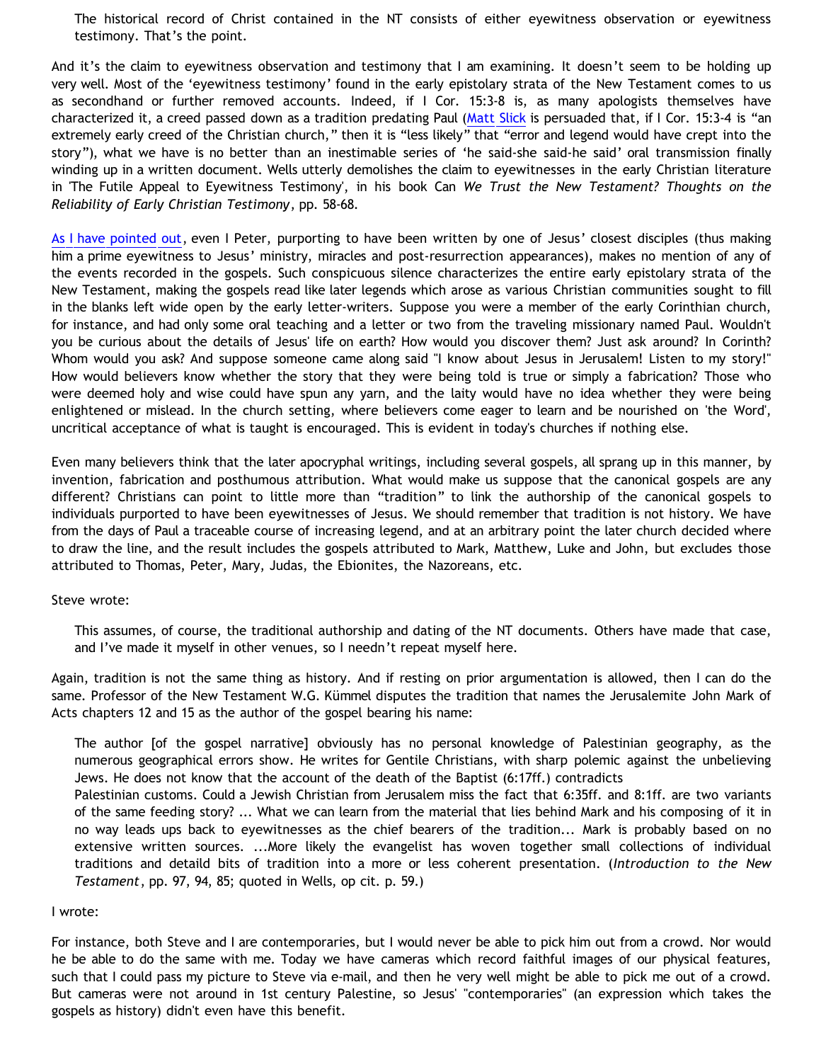> The historical record of Christ contained in the NT consists of either eyewitness observation or eyewitness testimony. That's the point.

And it's the claim to eyewitness observation and testimony that I am examining. It doesn't seem to be holding up very well. Most of the 'eyewitness testimony' found in the early epistolary strata of the New Testament comes to us as secondhand or further removed accounts. Indeed, if I Cor. 15:3-8 is, as many apologists themselves have characterized it, a creed passed down as a tradition predating Paul (Matt Slick is persuaded that, if I Cor. 15:3-4 is "an extremely early creed of the Christian church," then it is "less likely" that "error and legend would have crept into the story"), what we have is no better than an inestimable series of 'he said-she said-he said' oral transmission finally winding up in a written document. Wells utterly demolishes the claim to eyewitnesses in the early Christian literature in 'The Futile Appeal to Eyewitness Testimony', in his book Can *We Trust the New Testament? Thoughts on the Reliability of Early Christian Testimony*, pp. 58-68.

As I have pointed out, even I Peter, purporting to have been written by one of Jesus' closest disciples (thus making him a prime eyewitness to Jesus' ministry, miracles and post-resurrection appearances), makes no mention of any of the events recorded in the gospels. Such conspicuous silence characterizes the entire early epistolary strata of the New Testament, making the gospels read like later legends which arose as various Christian communities sought to fill in the blanks left wide open by the early letter-writers. Suppose you were a member of the early Corinthian church, for instance, and had only some oral teaching and a letter or two from the traveling missionary named Paul. Wouldn't you be curious about the details of Jesus' life on earth? How would you discover them? Just ask around? In Corinth? Whom would you ask? And suppose someone came along said "I know about Jesus in Jerusalem! Listen to my story!" How would believers know whether the story that they were being told is true or simply a fabrication? Those who were deemed holy and wise could have spun any yarn, and the laity would have no idea whether they were being enlightened or mislead. In the church setting, where believers come eager to learn and be nourished on 'the Word', uncritical acceptance of what is taught is encouraged. This is evident in today's churches if nothing else.

Even many believers think that the later apocryphal writings, including several gospels, all sprang up in this manner, by invention, fabrication and posthumous attribution. What would make us suppose that the canonical gospels are any different? Christians can point to little more than "tradition" to link the authorship of the canonical gospels to individuals purported to have been eyewitnesses of Jesus. We should remember that tradition is not history. We have from the days of Paul a traceable course of increasing legend, and at an arbitrary point the later church decided where to draw the line, and the result includes the gospels attributed to Mark, Matthew, Luke and John, but excludes those attributed to Thomas, Peter, Mary, Judas, the Ebionites, the Nazoreans, etc.

Steve wrote:

> This assumes, of course, the traditional authorship and dating of the NT documents. Others have made that case, and I've made it myself in other venues, so I needn't repeat myself here.

Again, tradition is not the same thing as history. And if resting on prior argumentation is allowed, then I can do the same. Professor of the New Testament W.G. Kümmel disputes the tradition that names the Jerusalemite John Mark of Acts chapters 12 and 15 as the author of the gospel bearing his name:

> The author [of the gospel narrative] obviously has no personal knowledge of Palestinian geography, as the numerous geographical errors show. He writes for Gentile Christians, with sharp polemic against the unbelieving Jews. He does not know that the account of the death of the Baptist (6:17ff.) contradicts
> Palestinian customs. Could a Jewish Christian from Jerusalem miss the fact that 6:35ff. and 8:1ff. are two variants of the same feeding story? ... What we can learn from the material that lies behind Mark and his composing of it in no way leads ups back to eyewitnesses as the chief bearers of the tradition... Mark is probably based on no extensive written sources. ...More likely the evangelist has woven together small collections of individual traditions and detaild bits of tradition into a more or less coherent presentation. (*Introduction to the New Testament*, pp. 97, 94, 85; quoted in Wells, op cit. p. 59.)

I wrote:

For instance, both Steve and I are contemporaries, but I would never be able to pick him out from a crowd. Nor would he be able to do the same with me. Today we have cameras which record faithful images of our physical features, such that I could pass my picture to Steve via e-mail, and then he very well might be able to pick me out of a crowd. But cameras were not around in 1st century Palestine, so Jesus' "contemporaries" (an expression which takes the gospels as history) didn't even have this benefit.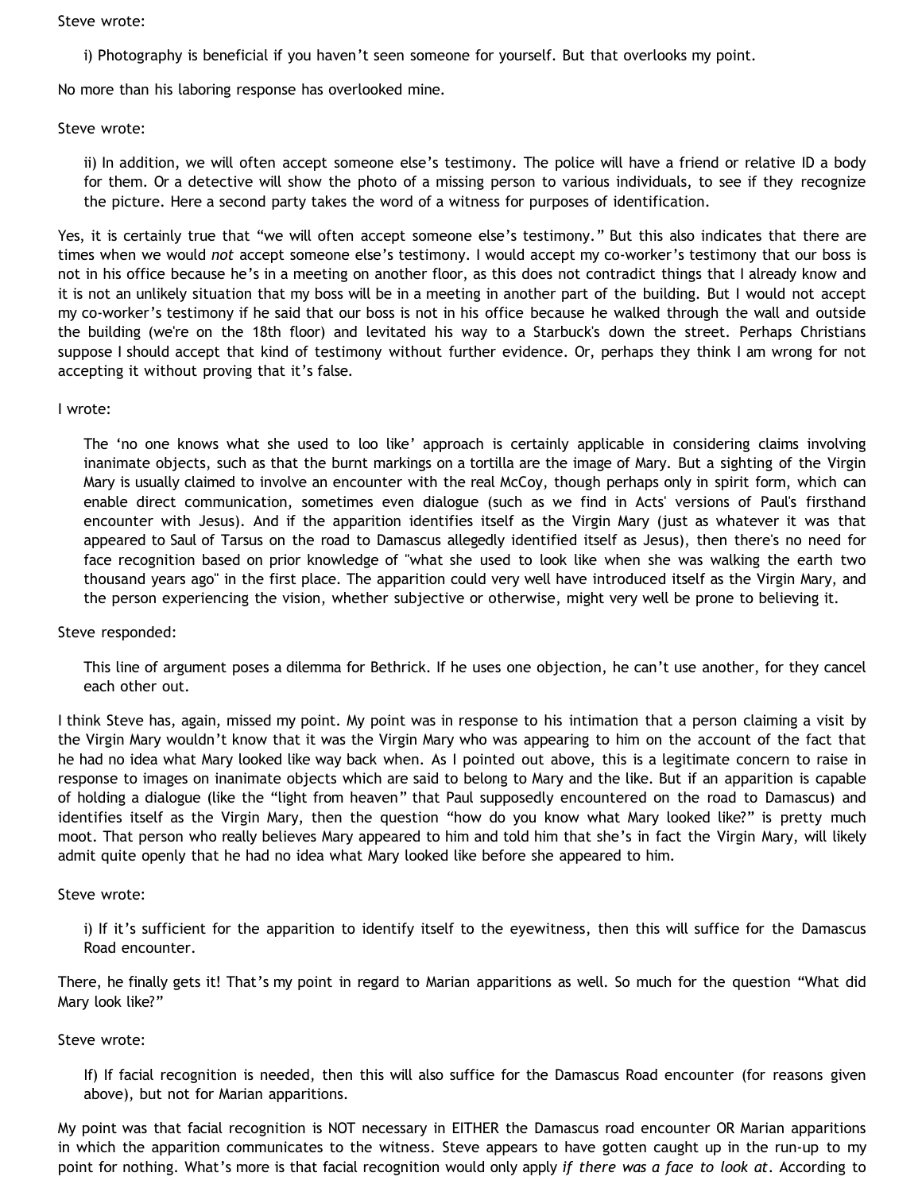Steve wrote:

> i) Photography is beneficial if you haven't seen someone for yourself. But that overlooks my point.

No more than his laboring response has overlooked mine.

Steve wrote:

> ii) In addition, we will often accept someone else's testimony. The police will have a friend or relative ID a body for them. Or a detective will show the photo of a missing person to various individuals, to see if they recognize the picture. Here a second party takes the word of a witness for purposes of identification.

Yes, it is certainly true that "we will often accept someone else's testimony." But this also indicates that there are times when we would *not* accept someone else's testimony. I would accept my co-worker's testimony that our boss is not in his office because he's in a meeting on another floor, as this does not contradict things that I already know and it is not an unlikely situation that my boss will be in a meeting in another part of the building. But I would not accept my co-worker's testimony if he said that our boss is not in his office because he walked through the wall and outside the building (we're on the 18th floor) and levitated his way to a Starbuck's down the street. Perhaps Christians suppose I should accept that kind of testimony without further evidence. Or, perhaps they think I am wrong for not accepting it without proving that it's false.

I wrote:

> The 'no one knows what she used to loo like' approach is certainly applicable in considering claims involving inanimate objects, such as that the burnt markings on a tortilla are the image of Mary. But a sighting of the Virgin Mary is usually claimed to involve an encounter with the real McCoy, though perhaps only in spirit form, which can enable direct communication, sometimes even dialogue (such as we find in Acts' versions of Paul's firsthand encounter with Jesus). And if the apparition identifies itself as the Virgin Mary (just as whatever it was that appeared to Saul of Tarsus on the road to Damascus allegedly identified itself as Jesus), then there's no need for face recognition based on prior knowledge of "what she used to look like when she was walking the earth two thousand years ago" in the first place. The apparition could very well have introduced itself as the Virgin Mary, and the person experiencing the vision, whether subjective or otherwise, might very well be prone to believing it.

Steve responded:

> This line of argument poses a dilemma for Bethrick. If he uses one objection, he can't use another, for they cancel each other out.

I think Steve has, again, missed my point. My point was in response to his intimation that a person claiming a visit by the Virgin Mary wouldn't know that it was the Virgin Mary who was appearing to him on the account of the fact that he had no idea what Mary looked like way back when. As I pointed out above, this is a legitimate concern to raise in response to images on inanimate objects which are said to belong to Mary and the like. But if an apparition is capable of holding a dialogue (like the "light from heaven" that Paul supposedly encountered on the road to Damascus) and identifies itself as the Virgin Mary, then the question "how do you know what Mary looked like?" is pretty much moot. That person who really believes Mary appeared to him and told him that she's in fact the Virgin Mary, will likely admit quite openly that he had no idea what Mary looked like before she appeared to him.

Steve wrote:

> i) If it's sufficient for the apparition to identify itself to the eyewitness, then this will suffice for the Damascus Road encounter.

There, he finally gets it! That's my point in regard to Marian apparitions as well. So much for the question "What did Mary look like?"

Steve wrote:

> If) If facial recognition is needed, then this will also suffice for the Damascus Road encounter (for reasons given above), but not for Marian apparitions.

My point was that facial recognition is NOT necessary in EITHER the Damascus road encounter OR Marian apparitions in which the apparition communicates to the witness. Steve appears to have gotten caught up in the run-up to my point for nothing. What's more is that facial recognition would only apply *if there was a face to look at*. According to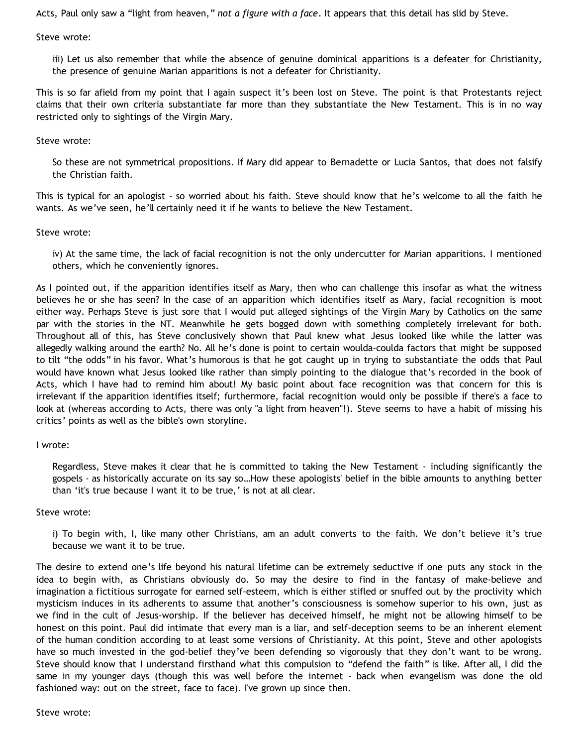Acts, Paul only saw a “light from heaven,” *not a figure with a face*. It appears that this detail has slid by Steve.

Steve wrote:

> iii) Let us also remember that while the absence of genuine dominical apparitions is a defeater for Christianity, the presence of genuine Marian apparitions is not a defeater for Christianity.

This is so far afield from my point that I again suspect it’s been lost on Steve. The point is that Protestants reject claims that their own criteria substantiate far more than they substantiate the New Testament. This is in no way restricted only to sightings of the Virgin Mary.

Steve wrote:

> So these are not symmetrical propositions. If Mary did appear to Bernadette or Lucia Santos, that does not falsify the Christian faith.

This is typical for an apologist – so worried about his faith. Steve should know that he’s welcome to all the faith he wants. As we’ve seen, he’ll certainly need it if he wants to believe the New Testament.

Steve wrote:

> iv) At the same time, the lack of facial recognition is not the only undercutter for Marian apparitions. I mentioned others, which he conveniently ignores.

As I pointed out, if the apparition identifies itself as Mary, then who can challenge this insofar as what the witness believes he or she has seen? In the case of an apparition which identifies itself as Mary, facial recognition is moot either way. Perhaps Steve is just sore that I would put alleged sightings of the Virgin Mary by Catholics on the same par with the stories in the NT. Meanwhile he gets bogged down with something completely irrelevant for both. Throughout all of this, has Steve conclusively shown that Paul knew what Jesus looked like while the latter was allegedly walking around the earth? No. All he’s done is point to certain woulda-coulda factors that might be supposed to tilt “the odds” in his favor. What’s humorous is that he got caught up in trying to substantiate the odds that Paul would have known what Jesus looked like rather than simply pointing to the dialogue that’s recorded in the book of Acts, which I have had to remind him about! My basic point about face recognition was that concern for this is irrelevant if the apparition identifies itself; furthermore, facial recognition would only be possible if there's a face to look at (whereas according to Acts, there was only "a light from heaven"!). Steve seems to have a habit of missing his critics’ points as well as the bible's own storyline.

I wrote:

> Regardless, Steve makes it clear that he is committed to taking the New Testament - including significantly the gospels - as historically accurate on its say so…How these apologists' belief in the bible amounts to anything better than ‘it's true because I want it to be true,’ is not at all clear.

Steve wrote:

> i) To begin with, I, like many other Christians, am an adult converts to the faith. We don’t believe it’s true because we want it to be true.

The desire to extend one’s life beyond his natural lifetime can be extremely seductive if one puts any stock in the idea to begin with, as Christians obviously do. So may the desire to find in the fantasy of make-believe and imagination a fictitious surrogate for earned self-esteem, which is either stifled or snuffed out by the proclivity which mysticism induces in its adherents to assume that another’s consciousness is somehow superior to his own, just as we find in the cult of Jesus-worship. If the believer has deceived himself, he might not be allowing himself to be honest on this point. Paul did intimate that every man is a liar, and self-deception seems to be an inherent element of the human condition according to at least some versions of Christianity. At this point, Steve and other apologists have so much invested in the god-belief they’ve been defending so vigorously that they don’t want to be wrong. Steve should know that I understand firsthand what this compulsion to “defend the faith” is like. After all, I did the same in my younger days (though this was well before the internet – back when evangelism was done the old fashioned way: out on the street, face to face). I've grown up since then.

Steve wrote: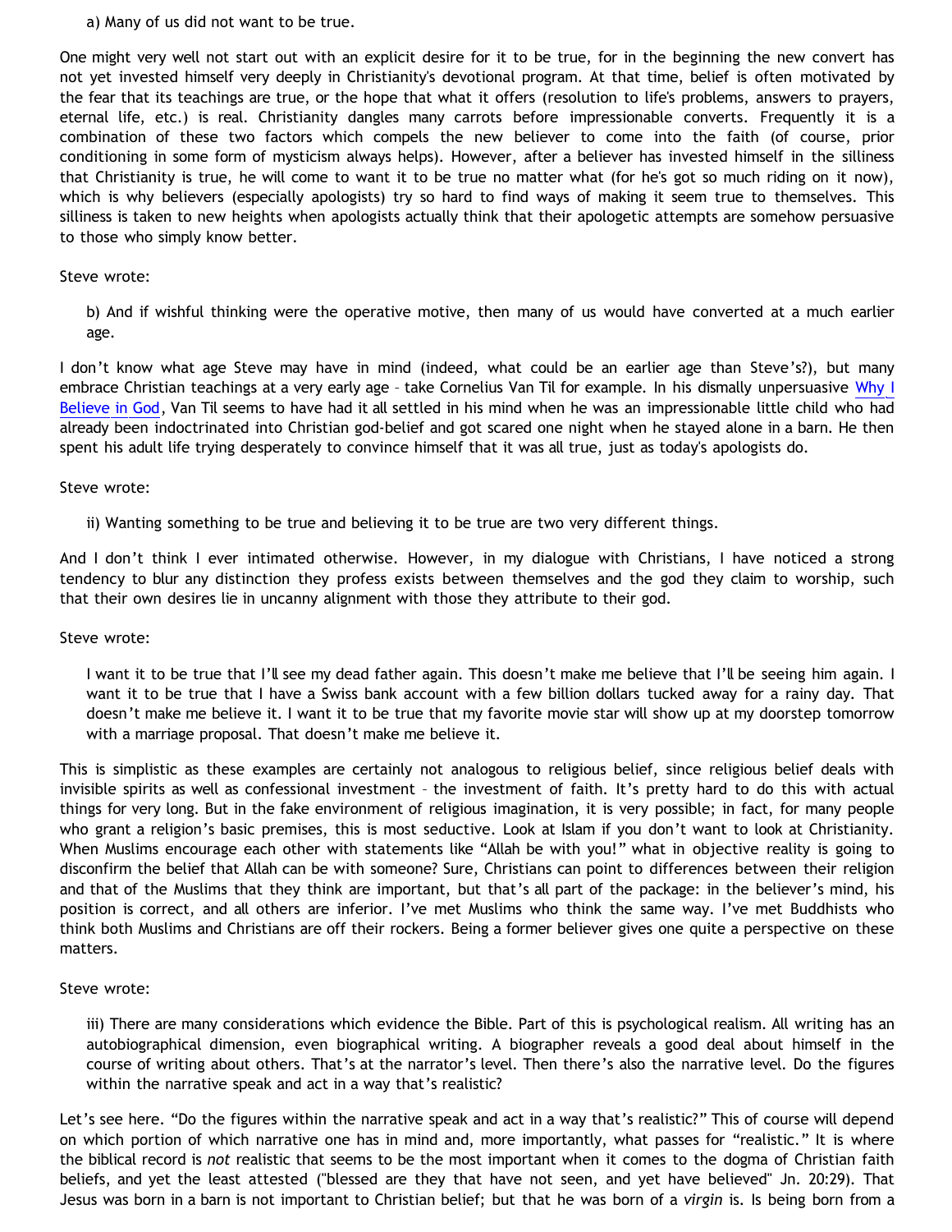> a) Many of us did not want to be true.

One might very well not start out with an explicit desire for it to be true, for in the beginning the new convert has not yet invested himself very deeply in Christianity's devotional program. At that time, belief is often motivated by the fear that its teachings are true, or the hope that what it offers (resolution to life's problems, answers to prayers, eternal life, etc.) is real. Christianity dangles many carrots before impressionable converts. Frequently it is a combination of these two factors which compels the new believer to come into the faith (of course, prior conditioning in some form of mysticism always helps). However, after a believer has invested himself in the silliness that Christianity is true, he will come to want it to be true no matter what (for he's got so much riding on it now), which is why believers (especially apologists) try so hard to find ways of making it seem true to themselves. This silliness is taken to new heights when apologists actually think that their apologetic attempts are somehow persuasive to those who simply know better.

Steve wrote:

> b) And if wishful thinking were the operative motive, then many of us would have converted at a much earlier age.

I don't know what age Steve may have in mind (indeed, what could be an earlier age than Steve's?), but many embrace Christian teachings at a very early age – take Cornelius Van Til for example. In his dismally unpersuasive Why I Believe in God, Van Til seems to have had it all settled in his mind when he was an impressionable little child who had already been indoctrinated into Christian god-belief and got scared one night when he stayed alone in a barn. He then spent his adult life trying desperately to convince himself that it was all true, just as today's apologists do.

Steve wrote:

> ii) Wanting something to be true and believing it to be true are two very different things.

And I don't think I ever intimated otherwise. However, in my dialogue with Christians, I have noticed a strong tendency to blur any distinction they profess exists between themselves and the god they claim to worship, such that their own desires lie in uncanny alignment with those they attribute to their god.

Steve wrote:

> I want it to be true that I'll see my dead father again. This doesn't make me believe that I'll be seeing him again. I want it to be true that I have a Swiss bank account with a few billion dollars tucked away for a rainy day. That doesn't make me believe it. I want it to be true that my favorite movie star will show up at my doorstep tomorrow with a marriage proposal. That doesn't make me believe it.

This is simplistic as these examples are certainly not analogous to religious belief, since religious belief deals with invisible spirits as well as confessional investment – the investment of faith. It's pretty hard to do this with actual things for very long. But in the fake environment of religious imagination, it is very possible; in fact, for many people who grant a religion's basic premises, this is most seductive. Look at Islam if you don't want to look at Christianity. When Muslims encourage each other with statements like "Allah be with you!" what in objective reality is going to disconfirm the belief that Allah can be with someone? Sure, Christians can point to differences between their religion and that of the Muslims that they think are important, but that's all part of the package: in the believer's mind, his position is correct, and all others are inferior. I've met Muslims who think the same way. I've met Buddhists who think both Muslims and Christians are off their rockers. Being a former believer gives one quite a perspective on these matters.

Steve wrote:

> iii) There are many considerations which evidence the Bible. Part of this is psychological realism. All writing has an autobiographical dimension, even biographical writing. A biographer reveals a good deal about himself in the course of writing about others. That's at the narrator's level. Then there's also the narrative level. Do the figures within the narrative speak and act in a way that's realistic?

Let's see here. "Do the figures within the narrative speak and act in a way that's realistic?" This of course will depend on which portion of which narrative one has in mind and, more importantly, what passes for "realistic." It is where the biblical record is *not* realistic that seems to be the most important when it comes to the dogma of Christian faith beliefs, and yet the least attested ("blessed are they that have not seen, and yet have believed" Jn. 20:29). That Jesus was born in a barn is not important to Christian belief; but that he was born of a *virgin* is. Is being born from a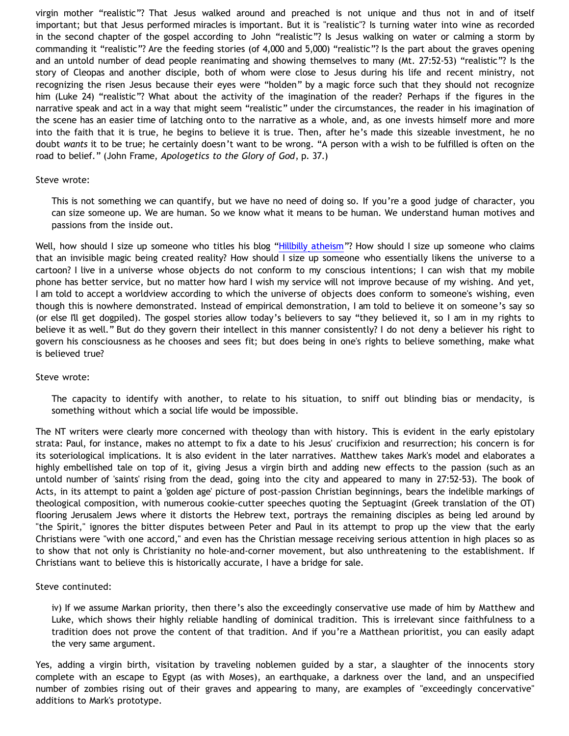virgin mother “realistic”? That Jesus walked around and preached is not unique and thus not in and of itself important; but that Jesus performed miracles is important. But it is "realistic"? Is turning water into wine as recorded in the second chapter of the gospel according to John “realistic”? Is Jesus walking on water or calming a storm by commanding it “realistic”? Are the feeding stories (of 4,000 and 5,000) “realistic”? Is the part about the graves opening and an untold number of dead people reanimating and showing themselves to many (Mt. 27:52-53) “realistic”? Is the story of Cleopas and another disciple, both of whom were close to Jesus during his life and recent ministry, not recognizing the risen Jesus because their eyes were “holden” by a magic force such that they should not recognize him (Luke 24) “realistic”? What about the activity of the imagination of the reader? Perhaps if the figures in the narrative speak and act in a way that might seem “realistic” under the circumstances, the reader in his imagination of the scene has an easier time of latching onto to the narrative as a whole, and, as one invests himself more and more into the faith that it is true, he begins to believe it is true. Then, after he’s made this sizeable investment, he no doubt *wants* it to be true; he certainly doesn’t want to be wrong. “A person with a wish to be fulfilled is often on the road to belief.” (John Frame, *Apologetics to the Glory of God*, p. 37.)

Steve wrote:

> This is not something we can quantify, but we have no need of doing so. If you’re a good judge of character, you can size someone up. We are human. So we know what it means to be human. We understand human motives and passions from the inside out.

Well, how should I size up someone who titles his blog “Hillbilly atheism”? How should I size up someone who claims that an invisible magic being created reality? How should I size up someone who essentially likens the universe to a cartoon? I live in a universe whose objects do not conform to my conscious intentions; I can wish that my mobile phone has better service, but no matter how hard I wish my service will not improve because of my wishing. And yet, I am told to accept a worldview according to which the universe of objects does conform to someone's wishing, even though this is nowhere demonstrated. Instead of empirical demonstration, I am told to believe it on someone’s say so (or else I'll get dogpiled). The gospel stories allow today’s believers to say “they believed it, so I am in my rights to believe it as well.” But do they govern their intellect in this manner consistently? I do not deny a believer his right to govern his consciousness as he chooses and sees fit; but does being in one's rights to believe something, make what is believed true?

Steve wrote:

> The capacity to identify with another, to relate to his situation, to sniff out blinding bias or mendacity, is something without which a social life would be impossible.

The NT writers were clearly more concerned with theology than with history. This is evident in the early epistolary strata: Paul, for instance, makes no attempt to fix a date to his Jesus' crucifixion and resurrection; his concern is for its soteriological implications. It is also evident in the later narratives. Matthew takes Mark's model and elaborates a highly embellished tale on top of it, giving Jesus a virgin birth and adding new effects to the passion (such as an untold number of 'saints' rising from the dead, going into the city and appeared to many in 27:52-53). The book of Acts, in its attempt to paint a 'golden age' picture of post-passion Christian beginnings, bears the indelible markings of theological composition, with numerous cookie-cutter speeches quoting the Septuagint (Greek translation of the OT) flooring Jerusalem Jews where it distorts the Hebrew text, portrays the remaining disciples as being led around by "the Spirit," ignores the bitter disputes between Peter and Paul in its attempt to prop up the view that the early Christians were "with one accord," and even has the Christian message receiving serious attention in high places so as to show that not only is Christianity no hole-and-corner movement, but also unthreatening to the establishment. If Christians want to believe this is historically accurate, I have a bridge for sale.

Steve continuted:

> iv) If we assume Markan priority, then there’s also the exceedingly conservative use made of him by Matthew and Luke, which shows their highly reliable handling of dominical tradition. This is irrelevant since faithfulness to a tradition does not prove the content of that tradition. And if you’re a Matthean prioritist, you can easily adapt the very same argument.

Yes, adding a virgin birth, visitation by traveling noblemen guided by a star, a slaughter of the innocents story complete with an escape to Egypt (as with Moses), an earthquake, a darkness over the land, and an unspecified number of zombies rising out of their graves and appearing to many, are examples of "exceedingly concervative" additions to Mark's prototype.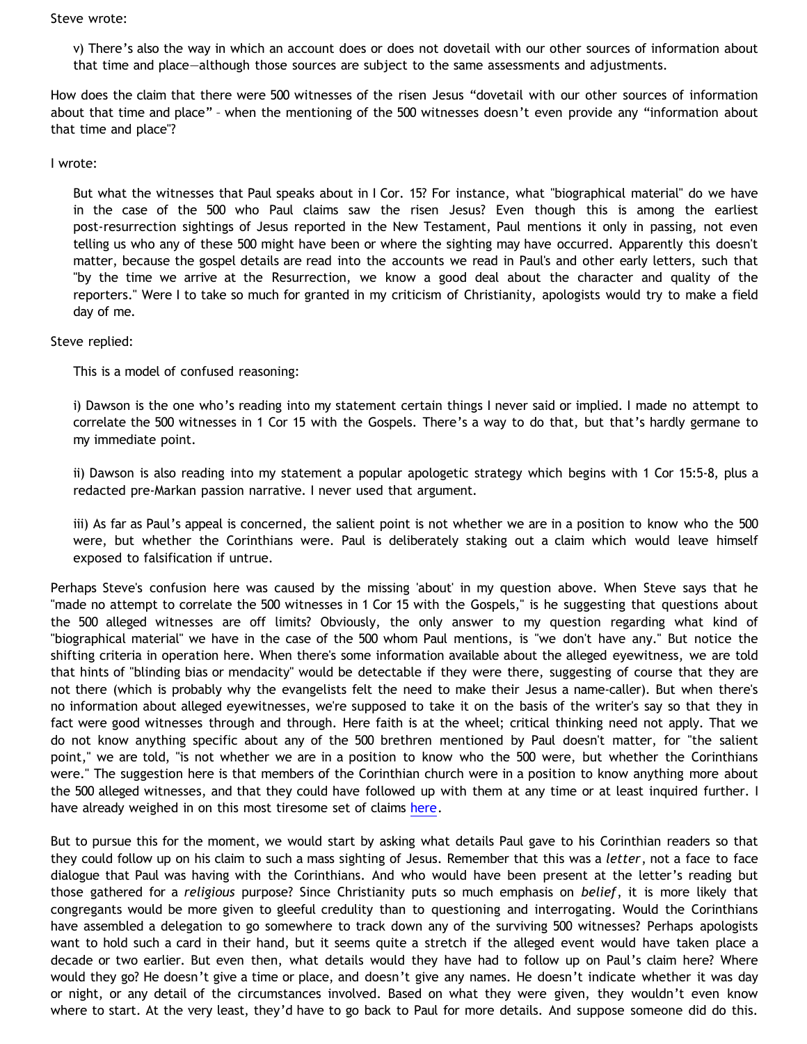Steve wrote:

> v) There's also the way in which an account does or does not dovetail with our other sources of information about that time and place—although those sources are subject to the same assessments and adjustments.

How does the claim that there were 500 witnesses of the risen Jesus "dovetail with our other sources of information about that time and place" – when the mentioning of the 500 witnesses doesn't even provide any "information about that time and place"?

I wrote:

> But what the witnesses that Paul speaks about in I Cor. 15? For instance, what "biographical material" do we have in the case of the 500 who Paul claims saw the risen Jesus? Even though this is among the earliest post-resurrection sightings of Jesus reported in the New Testament, Paul mentions it only in passing, not even telling us who any of these 500 might have been or where the sighting may have occurred. Apparently this doesn't matter, because the gospel details are read into the accounts we read in Paul's and other early letters, such that "by the time we arrive at the Resurrection, we know a good deal about the character and quality of the reporters." Were I to take so much for granted in my criticism of Christianity, apologists would try to make a field day of me.

Steve replied:

> This is a model of confused reasoning:
>
> i) Dawson is the one who's reading into my statement certain things I never said or implied. I made no attempt to correlate the 500 witnesses in 1 Cor 15 with the Gospels. There's a way to do that, but that's hardly germane to my immediate point.
>
> ii) Dawson is also reading into my statement a popular apologetic strategy which begins with 1 Cor 15:5-8, plus a redacted pre-Markan passion narrative. I never used that argument.
>
> iii) As far as Paul's appeal is concerned, the salient point is not whether we are in a position to know who the 500 were, but whether the Corinthians were. Paul is deliberately staking out a claim which would leave himself exposed to falsification if untrue.

Perhaps Steve's confusion here was caused by the missing 'about' in my question above. When Steve says that he "made no attempt to correlate the 500 witnesses in 1 Cor 15 with the Gospels," is he suggesting that questions about the 500 alleged witnesses are off limits? Obviously, the only answer to my question regarding what kind of "biographical material" we have in the case of the 500 whom Paul mentions, is "we don't have any." But notice the shifting criteria in operation here. When there's some information available about the alleged eyewitness, we are told that hints of "blinding bias or mendacity" would be detectable if they were there, suggesting of course that they are not there (which is probably why the evangelists felt the need to make their Jesus a name-caller). But when there's no information about alleged eyewitnesses, we're supposed to take it on the basis of the writer's say so that they in fact were good witnesses through and through. Here faith is at the wheel; critical thinking need not apply. That we do not know anything specific about any of the 500 brethren mentioned by Paul doesn't matter, for "the salient point," we are told, "is not whether we are in a position to know who the 500 were, but whether the Corinthians were." The suggestion here is that members of the Corinthian church were in a position to know anything more about the 500 alleged witnesses, and that they could have followed up with them at any time or at least inquired further. I have already weighed in on this most tiresome set of claims here.

But to pursue this for the moment, we would start by asking what details Paul gave to his Corinthian readers so that they could follow up on his claim to such a mass sighting of Jesus. Remember that this was a *letter*, not a face to face dialogue that Paul was having with the Corinthians. And who would have been present at the letter's reading but those gathered for a *religious* purpose? Since Christianity puts so much emphasis on *belief*, it is more likely that congregants would be more given to gleeful credulity than to questioning and interrogating. Would the Corinthians have assembled a delegation to go somewhere to track down any of the surviving 500 witnesses? Perhaps apologists want to hold such a card in their hand, but it seems quite a stretch if the alleged event would have taken place a decade or two earlier. But even then, what details would they have had to follow up on Paul's claim here? Where would they go? He doesn't give a time or place, and doesn't give any names. He doesn't indicate whether it was day or night, or any detail of the circumstances involved. Based on what they were given, they wouldn't even know where to start. At the very least, they'd have to go back to Paul for more details. And suppose someone did do this.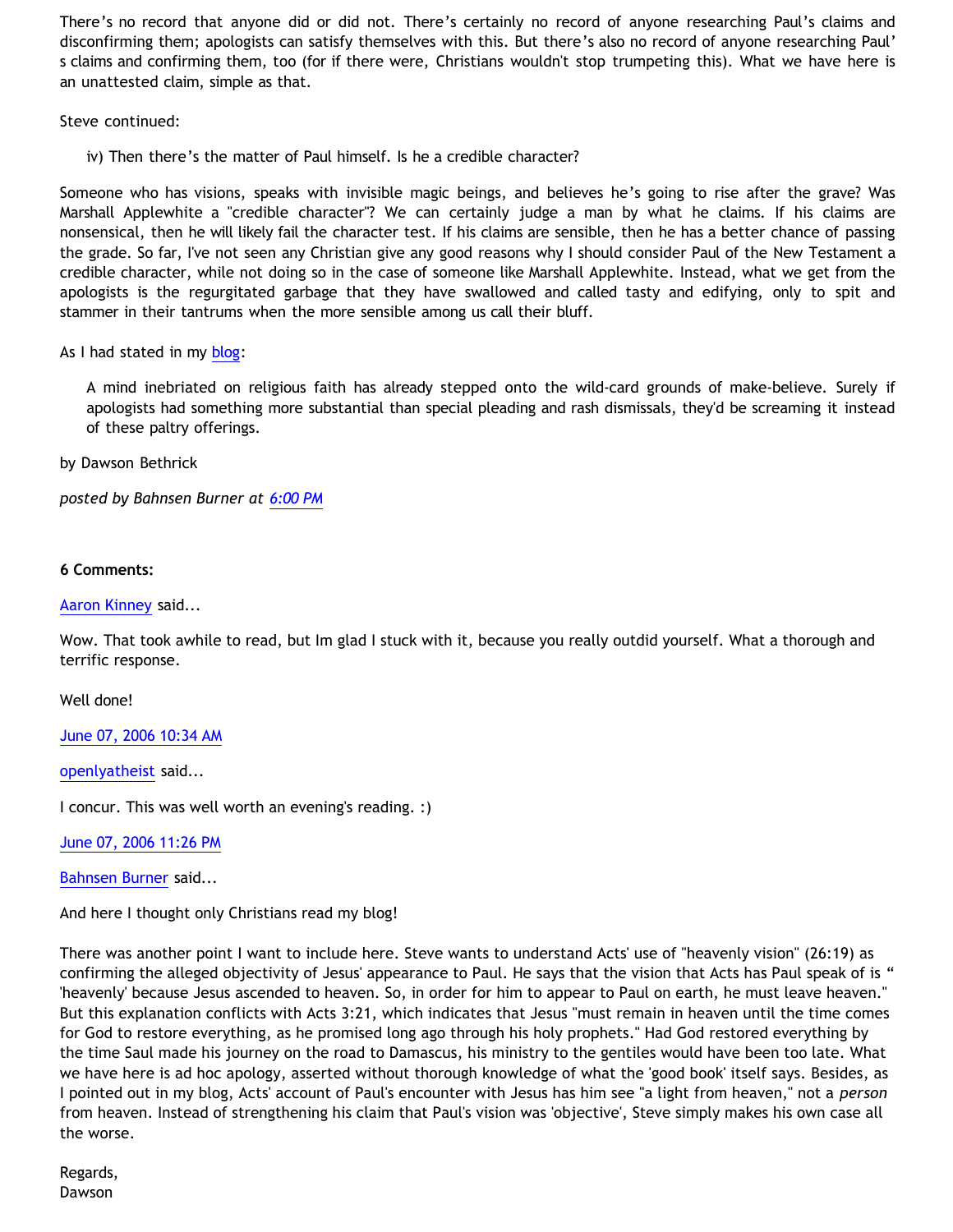There's no record that anyone did or did not. There's certainly no record of anyone researching Paul's claims and disconfirming them; apologists can satisfy themselves with this. But there's also no record of anyone researching Paul's claims and confirming them, too (for if there were, Christians wouldn't stop trumpeting this). What we have here is an unattested claim, simple as that.

Steve continued:

> iv) Then there's the matter of Paul himself. Is he a credible character?

Someone who has visions, speaks with invisible magic beings, and believes he's going to rise after the grave? Was Marshall Applewhite a "credible character"? We can certainly judge a man by what he claims. If his claims are nonsensical, then he will likely fail the character test. If his claims are sensible, then he has a better chance of passing the grade. So far, I've not seen any Christian give any good reasons why I should consider Paul of the New Testament a credible character, while not doing so in the case of someone like Marshall Applewhite. Instead, what we get from the apologists is the regurgitated garbage that they have swallowed and called tasty and edifying, only to spit and stammer in their tantrums when the more sensible among us call their bluff.

As I had stated in my blog:

> A mind inebriated on religious faith has already stepped onto the wild-card grounds of make-believe. Surely if apologists had something more substantial than special pleading and rash dismissals, they'd be screaming it instead of these paltry offerings.

by Dawson Bethrick

*posted by Bahnsen Burner at 6:00 PM*

**6 Comments:**

Aaron Kinney said...

Wow. That took awhile to read, but Im glad I stuck with it, because you really outdid yourself. What a thorough and terrific response.

Well done!

June 07, 2006 10:34 AM

openlyatheist said...

I concur. This was well worth an evening's reading. :)

June 07, 2006 11:26 PM

Bahnsen Burner said...

And here I thought only Christians read my blog!

There was another point I want to include here. Steve wants to understand Acts' use of "heavenly vision" (26:19) as confirming the alleged objectivity of Jesus' appearance to Paul. He says that the vision that Acts has Paul speak of is " 'heavenly' because Jesus ascended to heaven. So, in order for him to appear to Paul on earth, he must leave heaven." But this explanation conflicts with Acts 3:21, which indicates that Jesus "must remain in heaven until the time comes for God to restore everything, as he promised long ago through his holy prophets." Had God restored everything by the time Saul made his journey on the road to Damascus, his ministry to the gentiles would have been too late. What we have here is ad hoc apology, asserted without thorough knowledge of what the 'good book' itself says. Besides, as I pointed out in my blog, Acts' account of Paul's encounter with Jesus has him see "a light from heaven," not a *person* from heaven. Instead of strengthening his claim that Paul's vision was 'objective', Steve simply makes his own case all the worse.

Regards,
Dawson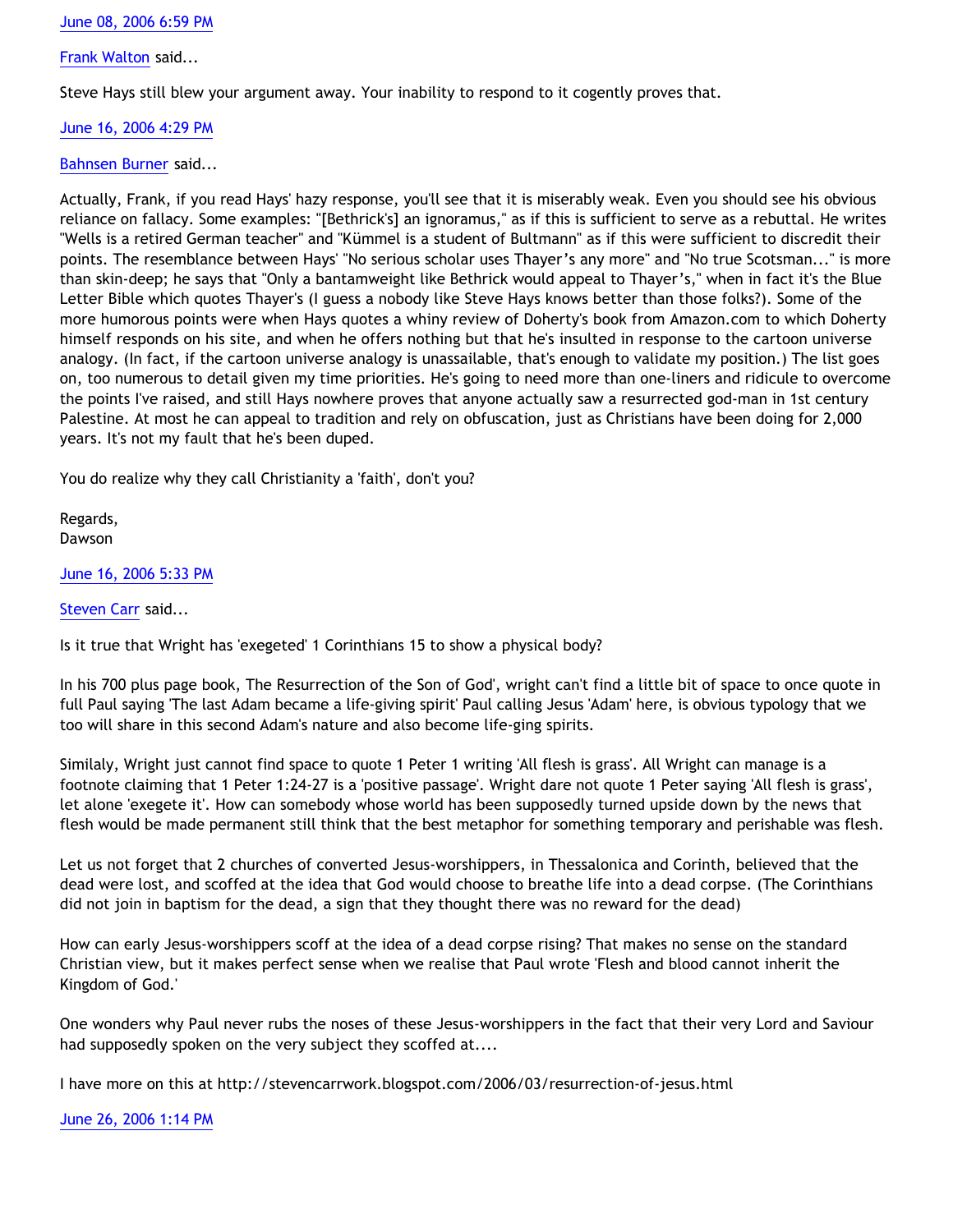June 08, 2006 6:59 PM

Frank Walton said...

Steve Hays still blew your argument away. Your inability to respond to it cogently proves that.

June 16, 2006 4:29 PM

Bahnsen Burner said...

Actually, Frank, if you read Hays' hazy response, you'll see that it is miserably weak. Even you should see his obvious reliance on fallacy. Some examples: "[Bethrick's] an ignoramus," as if this is sufficient to serve as a rebuttal. He writes "Wells is a retired German teacher" and "Kümmel is a student of Bultmann" as if this were sufficient to discredit their points. The resemblance between Hays' "No serious scholar uses Thayer's any more" and "No true Scotsman..." is more than skin-deep; he says that "Only a bantamweight like Bethrick would appeal to Thayer's," when in fact it's the Blue Letter Bible which quotes Thayer's (I guess a nobody like Steve Hays knows better than those folks?). Some of the more humorous points were when Hays quotes a whiny review of Doherty's book from Amazon.com to which Doherty himself responds on his site, and when he offers nothing but that he's insulted in response to the cartoon universe analogy. (In fact, if the cartoon universe analogy is unassailable, that's enough to validate my position.) The list goes on, too numerous to detail given my time priorities. He's going to need more than one-liners and ridicule to overcome the points I've raised, and still Hays nowhere proves that anyone actually saw a resurrected god-man in 1st century Palestine. At most he can appeal to tradition and rely on obfuscation, just as Christians have been doing for 2,000 years. It's not my fault that he's been duped.

You do realize why they call Christianity a 'faith', don't you?

Regards,
Dawson

June 16, 2006 5:33 PM

Steven Carr said...

Is it true that Wright has 'exegeted' 1 Corinthians 15 to show a physical body?

In his 700 plus page book, The Resurrection of the Son of God', wright can't find a little bit of space to once quote in full Paul saying 'The last Adam became a life-giving spirit' Paul calling Jesus 'Adam' here, is obvious typology that we too will share in this second Adam's nature and also become life-ging spirits.

Similaly, Wright just cannot find space to quote 1 Peter 1 writing 'All flesh is grass'. All Wright can manage is a footnote claiming that 1 Peter 1:24-27 is a 'positive passage'. Wright dare not quote 1 Peter saying 'All flesh is grass', let alone 'exegete it'. How can somebody whose world has been supposedly turned upside down by the news that flesh would be made permanent still think that the best metaphor for something temporary and perishable was flesh.

Let us not forget that 2 churches of converted Jesus-worshippers, in Thessalonica and Corinth, believed that the dead were lost, and scoffed at the idea that God would choose to breathe life into a dead corpse. (The Corinthians did not join in baptism for the dead, a sign that they thought there was no reward for the dead)

How can early Jesus-worshippers scoff at the idea of a dead corpse rising? That makes no sense on the standard Christian view, but it makes perfect sense when we realise that Paul wrote 'Flesh and blood cannot inherit the Kingdom of God.'

One wonders why Paul never rubs the noses of these Jesus-worshippers in the fact that their very Lord and Saviour had supposedly spoken on the very subject they scoffed at....

I have more on this at http://stevencarrwork.blogspot.com/2006/03/resurrection-of-jesus.html

June 26, 2006 1:14 PM